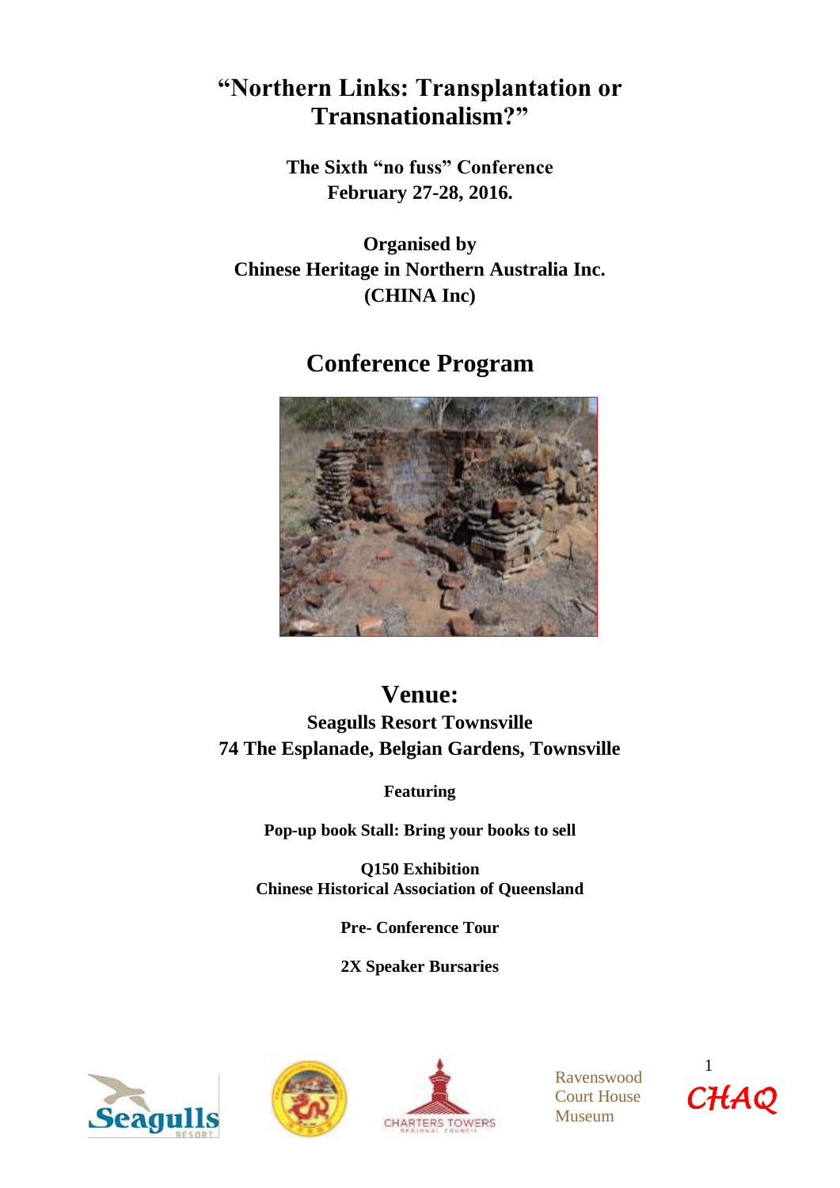# "Northern Links: Transplantation or Transnationalism?"

**The Sixth "no fuss" Conference**
**February 27-28, 2016.**

**Organised by**
**Chinese Heritage in Northern Australia Inc.**
**(CHINA Inc)**

## Conference Program

## Venue:

**Seagulls Resort Townsville**
**74 The Esplanade, Belgian Gardens, Townsville**

**Featuring**

**Pop-up book Stall: Bring your books to sell**

**Q150 Exhibition**
**Chinese Historical Association of Queensland**

**Pre- Conference Tour**

**2X Speaker Bursaries**

Ravenswood Court House Museum

CHAQ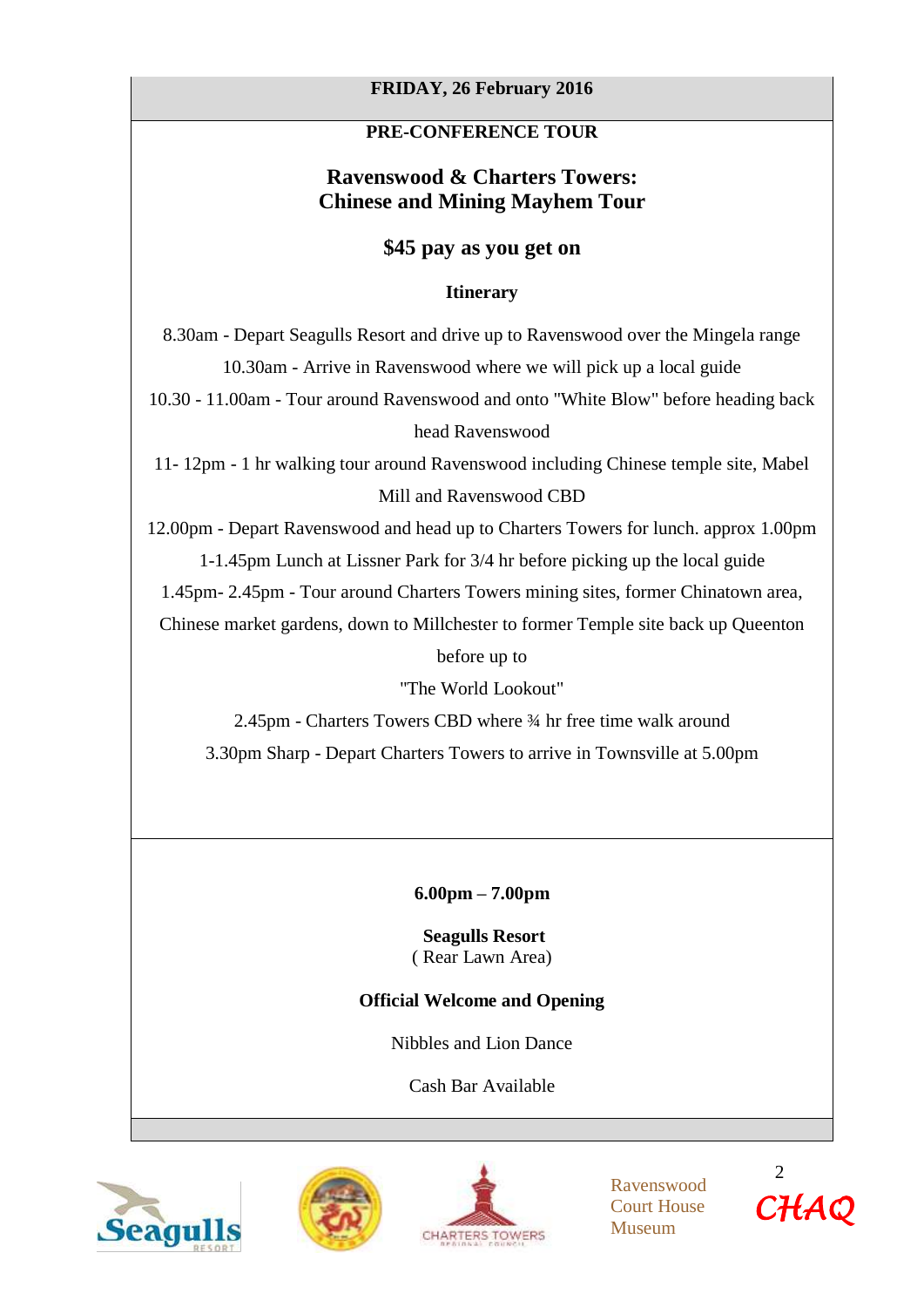**FRIDAY, 26 February 2016**

**PRE-CONFERENCE TOUR**

## Ravenswood & Charters Towers: Chinese and Mining Mayhem Tour

**$45 pay as you get on**

**Itinerary**

8.30am - Depart Seagulls Resort and drive up to Ravenswood over the Mingela range

10.30am - Arrive in Ravenswood where we will pick up a local guide

10.30 - 11.00am - Tour around Ravenswood and onto "White Blow" before heading back head Ravenswood

11- 12pm - 1 hr walking tour around Ravenswood including Chinese temple site, Mabel Mill and Ravenswood CBD

12.00pm - Depart Ravenswood and head up to Charters Towers for lunch. approx 1.00pm

1-1.45pm Lunch at Lissner Park for 3/4 hr before picking up the local guide

1.45pm- 2.45pm - Tour around Charters Towers mining sites, former Chinatown area, Chinese market gardens, down to Millchester to former Temple site back up Queenton before up to "The World Lookout"

2.45pm - Charters Towers CBD where ¾ hr free time walk around

3.30pm Sharp - Depart Charters Towers to arrive in Townsville at 5.00pm

---

**6.00pm – 7.00pm**

**Seagulls Resort**
( Rear Lawn Area)

**Official Welcome and Opening**

Nibbles and Lion Dance

Cash Bar Available

Seagulls Resort | Charters Towers Regional Council | Ravenswood Court House Museum | CHAQ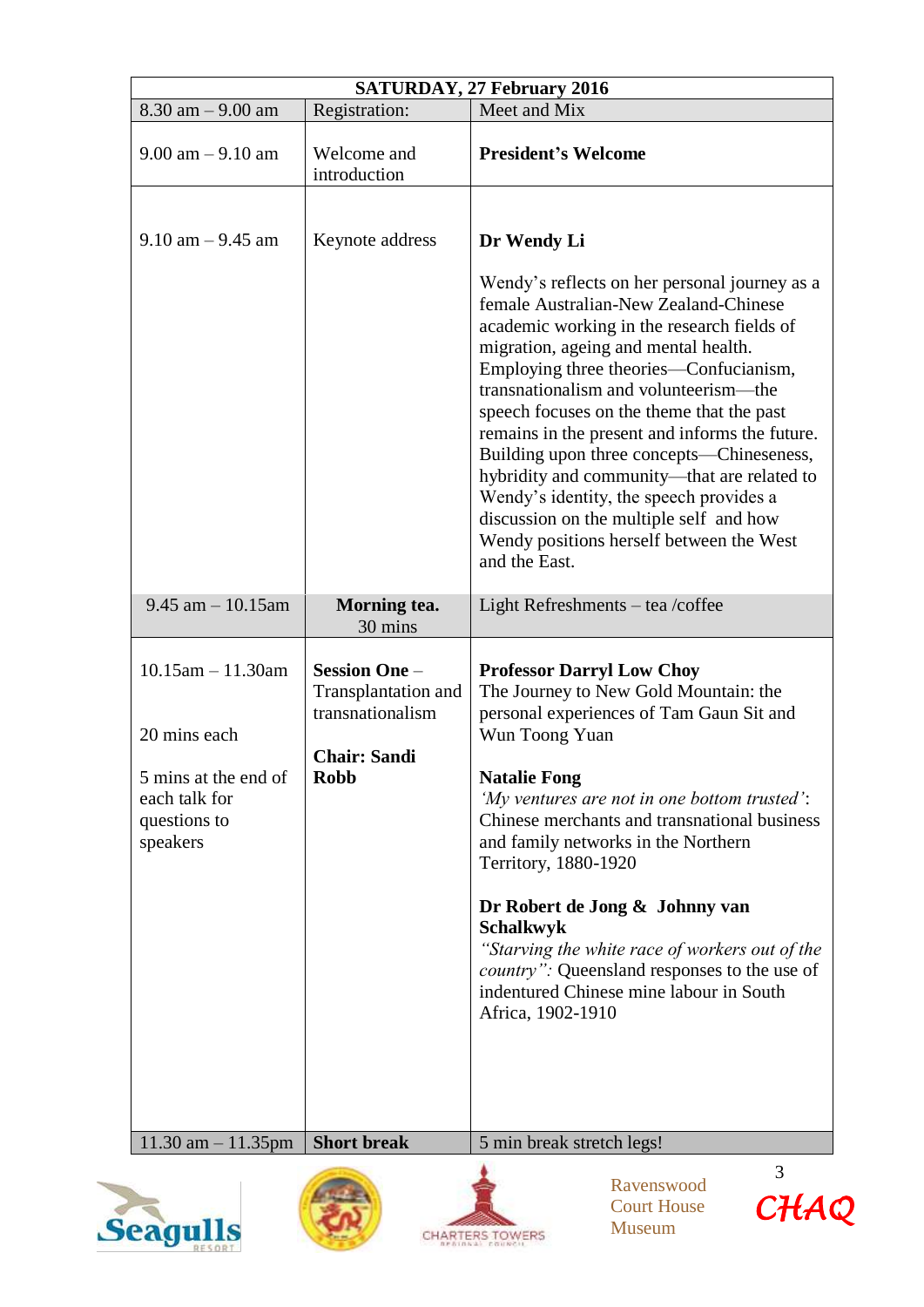| SATURDAY, 27 February 2016 | | |
|---|---|---|
| 8.30 am – 9.00 am | Registration: | Meet and Mix |
| 9.00 am – 9.10 am | Welcome and introduction | **President's Welcome** |
| 9.10 am – 9.45 am | Keynote address | **Dr Wendy Li**<br><br>Wendy's reflects on her personal journey as a female Australian-New Zealand-Chinese academic working in the research fields of migration, ageing and mental health. Employing three theories—Confucianism, transnationalism and volunteerism—the speech focuses on the theme that the past remains in the present and informs the future. Building upon three concepts—Chineseness, hybridity and community—that are related to Wendy's identity, the speech provides a discussion on the multiple self and how Wendy positions herself between the West and the East. |
| 9.45 am – 10.15am | **Morning tea.** 30 mins | Light Refreshments – tea /coffee |
| 10.15am – 11.30am<br><br>20 mins each<br><br>5 mins at the end of each talk for questions to speakers | **Session One** – Transplantation and transnationalism<br><br>**Chair: Sandi Robb** | **Professor Darryl Low Choy**<br>The Journey to New Gold Mountain: the personal experiences of Tam Gaun Sit and Wun Toong Yuan<br><br>**Natalie Fong**<br>*'My ventures are not in one bottom trusted'*: Chinese merchants and transnational business and family networks in the Northern Territory, 1880-1920<br><br>**Dr Robert de Jong & Johnny van Schalkwyk**<br>*"Starving the white race of workers out of the country":* Queensland responses to the use of indentured Chinese mine labour in South Africa, 1902-1910 |
| 11.30 am – 11.35pm | **Short break** | 5 min break stretch legs! |

Ravenswood Court House Museum

CHAQ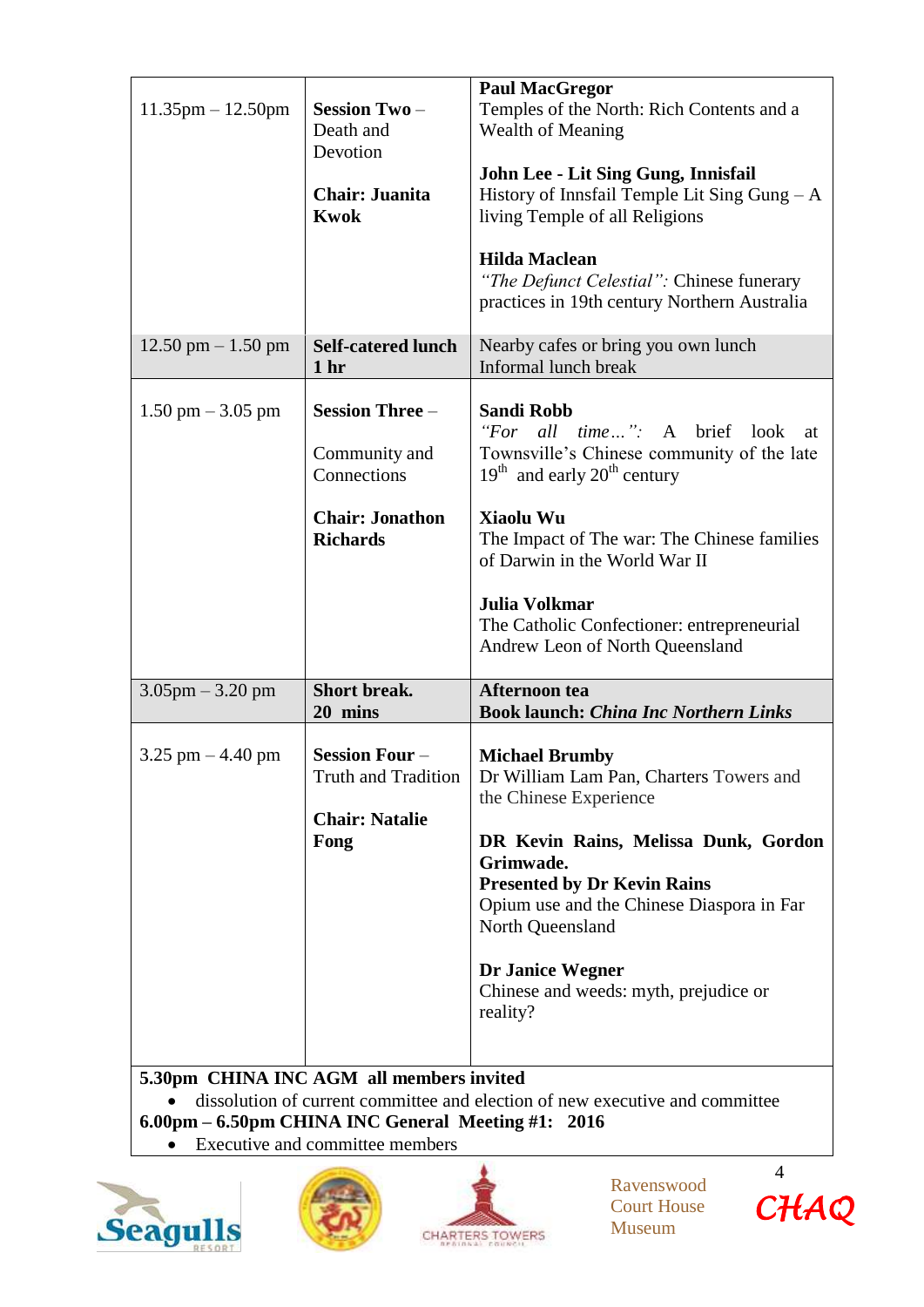| | | |
|---|---|---|
| 11.35pm – 12.50pm | **Session Two** – Death and Devotion<br><br>**Chair: Juanita Kwok** | **Paul MacGregor**<br>Temples of the North: Rich Contents and a Wealth of Meaning<br><br>**John Lee - Lit Sing Gung, Innisfail**<br>History of Innsfail Temple Lit Sing Gung – A living Temple of all Religions<br><br>**Hilda Maclean**<br>*"The Defunct Celestial":* Chinese funerary practices in 19th century Northern Australia |
| 12.50 pm – 1.50 pm | **Self-catered lunch 1 hr** | Nearby cafes or bring you own lunch<br>Informal lunch break |
| 1.50 pm – 3.05 pm | **Session Three** –<br><br>Community and Connections<br><br>**Chair: Jonathon Richards** | **Sandi Robb**<br>*"For all time…":* A brief look at Townsville's Chinese community of the late $19^{th}$ and early $20^{th}$ century<br><br>**Xiaolu Wu**<br>The Impact of The war: The Chinese families of Darwin in the World War II<br><br>**Julia Volkmar**<br>The Catholic Confectioner: entrepreneurial Andrew Leon of North Queensland |
| 3.05pm – 3.20 pm | **Short break. 20 mins** | **Afternoon tea**<br>**Book launch: *China Inc Northern Links*** |
| 3.25 pm – 4.40 pm | **Session Four** – Truth and Tradition<br><br>**Chair: Natalie Fong** | **Michael Brumby**<br>Dr William Lam Pan, Charters Towers and the Chinese Experience<br><br>**DR Kevin Rains, Melissa Dunk, Gordon Grimwade.**<br>**Presented by Dr Kevin Rains**<br>Opium use and the Chinese Diaspora in Far North Queensland<br><br>**Dr Janice Wegner**<br>Chinese and weeds: myth, prejudice or reality? |

**5.30pm CHINA INC AGM all members invited**

- dissolution of current committee and election of new executive and committee

**6.00pm – 6.50pm CHINA INC General Meeting #1: 2016**

- Executive and committee members

Seagulls Resort | Charters Towers Regional Council | Ravenswood Court House Museum | CHAQ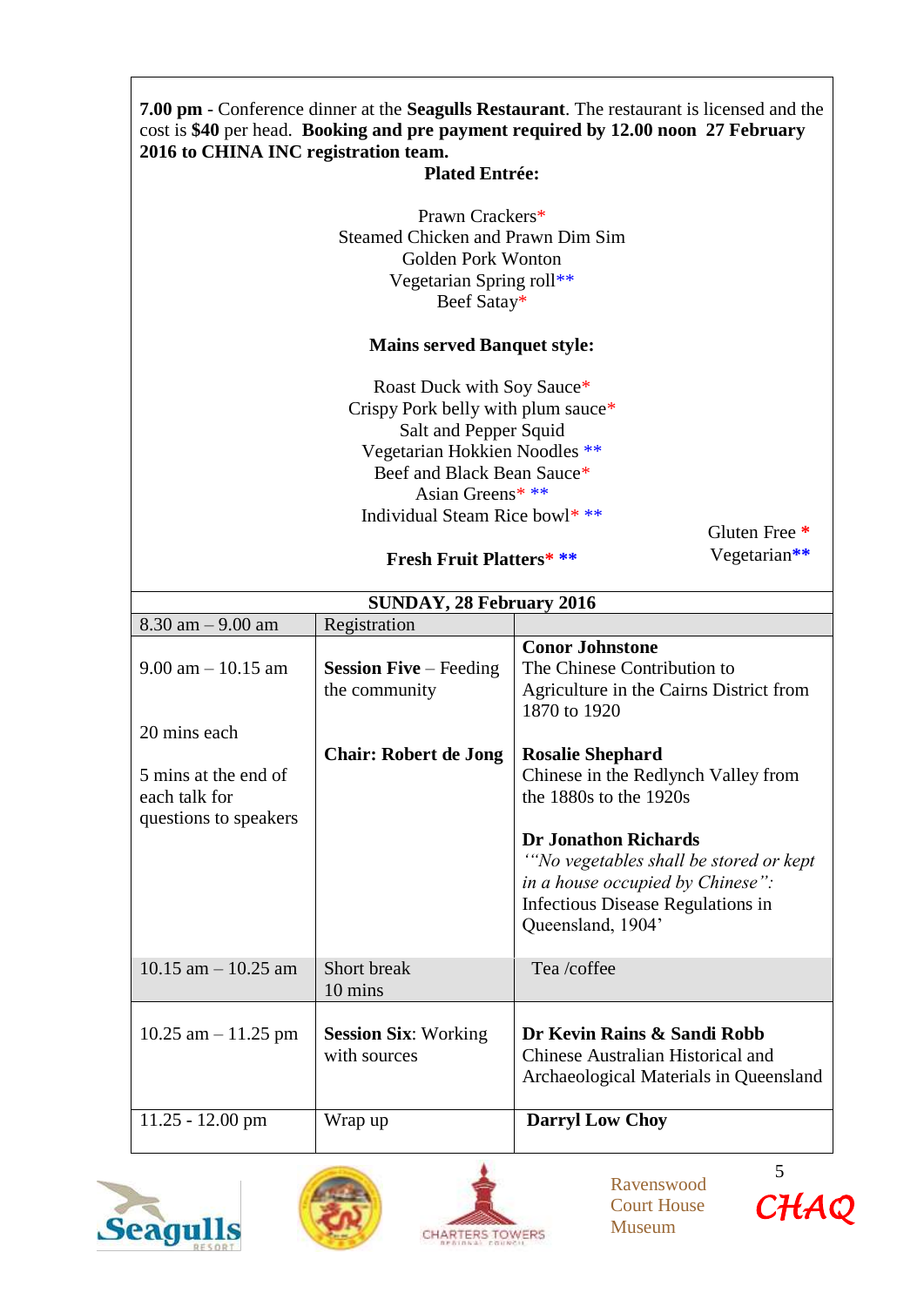**7.00 pm** - Conference dinner at the **Seagulls Restaurant**. The restaurant is licensed and the cost is **$40** per head. **Booking and pre payment required by 12.00 noon 27 February 2016 to CHINA INC registration team.**

**Plated Entrée:**

Prawn Crackers*
Steamed Chicken and Prawn Dim Sim
Golden Pork Wonton
Vegetarian Spring roll**
Beef Satay*

**Mains served Banquet style:**

Roast Duck with Soy Sauce*
Crispy Pork belly with plum sauce*
Salt and Pepper Squid
Vegetarian Hokkien Noodles **
Beef and Black Bean Sauce*
Asian Greens* **
Individual Steam Rice bowl* **

**Fresh Fruit Platters* ****

Gluten Free *
Vegetarian**

| **SUNDAY, 28 February 2016** | | |
|---|---|---|
| 8.30 am – 9.00 am | Registration | |
| 9.00 am – 10.15 am<br><br>20 mins each<br><br>5 mins at the end of each talk for questions to speakers | **Session Five** – Feeding the community<br><br>**Chair: Robert de Jong** | **Conor Johnstone**<br>The Chinese Contribution to Agriculture in the Cairns District from 1870 to 1920<br><br>**Rosalie Shephard**<br>Chinese in the Redlynch Valley from the 1880s to the 1920s<br><br>**Dr Jonathon Richards**<br>*'"No vegetables shall be stored or kept in a house occupied by Chinese":* Infectious Disease Regulations in Queensland, 1904' |
| 10.15 am – 10.25 am | Short break<br>10 mins | Tea /coffee |
| 10.25 am – 11.25 pm | **Session Six**: Working with sources | **Dr Kevin Rains & Sandi Robb**<br>Chinese Australian Historical and Archaeological Materials in Queensland |
| 11.25 - 12.00 pm | Wrap up | **Darryl Low Choy** |

Ravenswood Court House Museum

CHAQ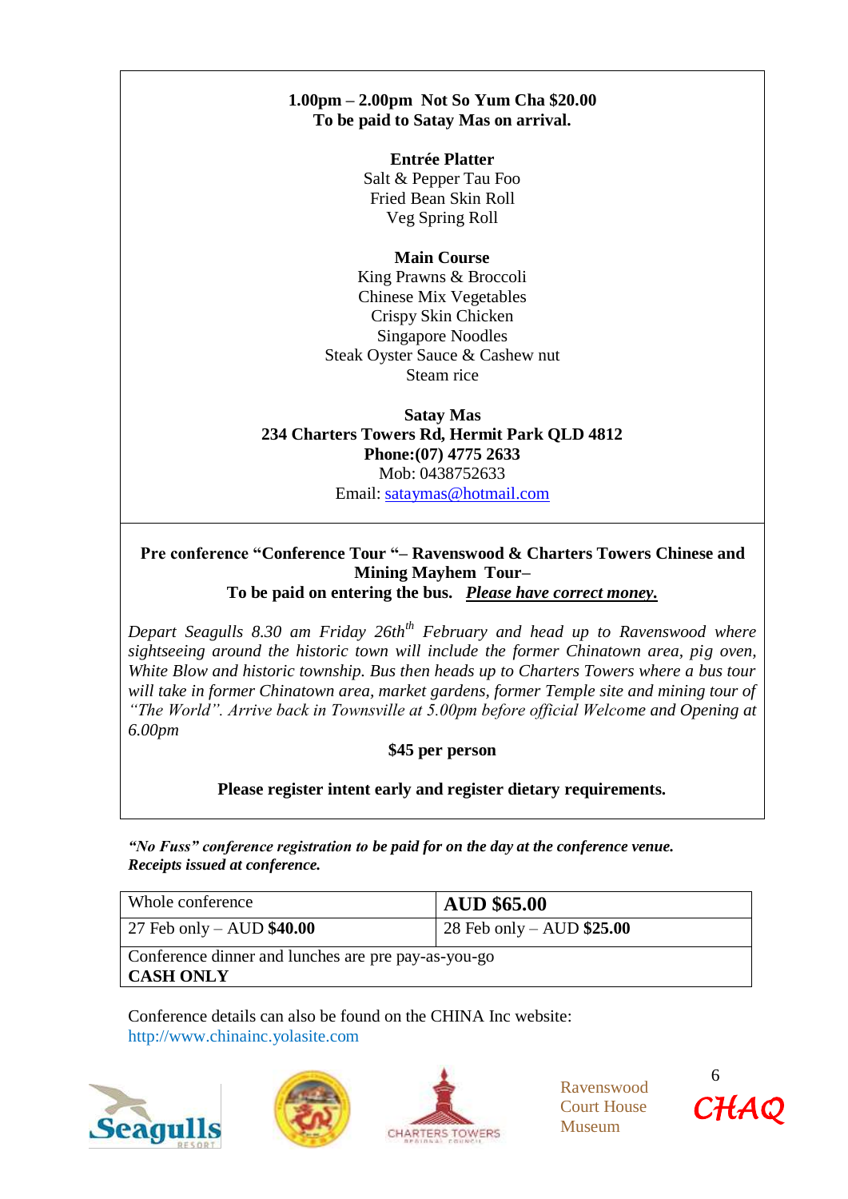**1.00pm – 2.00pm  Not So Yum Cha $20.00**
**To be paid to Satay Mas on arrival.**

**Entrée Platter**
Salt & Pepper Tau Foo
Fried Bean Skin Roll
Veg Spring Roll

**Main Course**
King Prawns & Broccoli
Chinese Mix Vegetables
Crispy Skin Chicken
Singapore Noodles
Steak Oyster Sauce & Cashew nut
Steam rice

**Satay Mas**
**234 Charters Towers Rd, Hermit Park QLD 4812**
**Phone:(07) 4775 2633**
Mob: 0438752633
Email: [sataymas@hotmail.com](mailto:sataymas@hotmail.com)

---

**Pre conference "Conference Tour "– Ravenswood & Charters Towers Chinese and Mining Mayhem Tour–**
**To be paid on entering the bus.** ***Please have correct money.***

*Depart Seagulls 8.30 am Friday 26th February and head up to Ravenswood where sightseeing around the historic town will include the former Chinatown area, pig oven, White Blow and historic township. Bus then heads up to Charters Towers where a bus tour will take in former Chinatown area, market gardens, former Temple site and mining tour of "The World". Arrive back in Townsville at 5.00pm before official Welcome and Opening at 6.00pm*

**$45 per person**

**Please register intent early and register dietary requirements.**

***"No Fuss" conference registration to be paid for on the day at the conference venue. Receipts issued at conference.***

| Whole conference | **AUD $65.00** |
|---|---|
| 27 Feb only – AUD **$40.00** | 28 Feb only – AUD **$25.00** |
| Conference dinner and lunches are pre pay-as-you-go **CASH ONLY** | |

Conference details can also be found on the CHINA Inc website: http://www.chinainc.yolasite.com

Ravenswood Court House Museum

CHAQ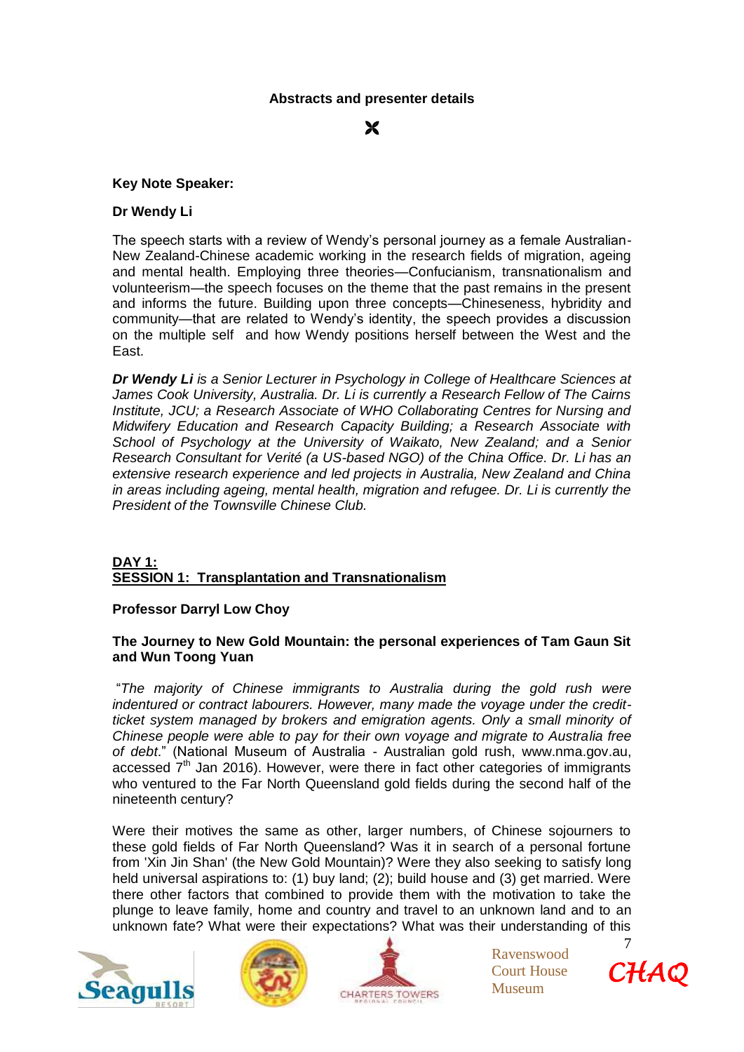**Abstracts and presenter details**

**Key Note Speaker:**

**Dr Wendy Li**

The speech starts with a review of Wendy's personal journey as a female Australian-New Zealand-Chinese academic working in the research fields of migration, ageing and mental health. Employing three theories—Confucianism, transnationalism and volunteerism—the speech focuses on the theme that the past remains in the present and informs the future. Building upon three concepts—Chineseness, hybridity and community—that are related to Wendy's identity, the speech provides a discussion on the multiple self and how Wendy positions herself between the West and the East.

***Dr Wendy Li** is a Senior Lecturer in Psychology in College of Healthcare Sciences at James Cook University, Australia. Dr. Li is currently a Research Fellow of The Cairns Institute, JCU; a Research Associate of WHO Collaborating Centres for Nursing and Midwifery Education and Research Capacity Building; a Research Associate with School of Psychology at the University of Waikato, New Zealand; and a Senior Research Consultant for Verité (a US-based NGO) of the China Office. Dr. Li has an extensive research experience and led projects in Australia, New Zealand and China in areas including ageing, mental health, migration and refugee. Dr. Li is currently the President of the Townsville Chinese Club.*

## DAY 1:
## SESSION 1: Transplantation and Transnationalism

**Professor Darryl Low Choy**

**The Journey to New Gold Mountain: the personal experiences of Tam Gaun Sit and Wun Toong Yuan**

"*The majority of Chinese immigrants to Australia during the gold rush were indentured or contract labourers. However, many made the voyage under the credit-ticket system managed by brokers and emigration agents. Only a small minority of Chinese people were able to pay for their own voyage and migrate to Australia free of debt*." (National Museum of Australia - Australian gold rush, www.nma.gov.au, accessed 7th Jan 2016). However, were there in fact other categories of immigrants who ventured to the Far North Queensland gold fields during the second half of the nineteenth century?

Were their motives the same as other, larger numbers, of Chinese sojourners to these gold fields of Far North Queensland? Was it in search of a personal fortune from 'Xin Jin Shan' (the New Gold Mountain)? Were they also seeking to satisfy long held universal aspirations to: (1) buy land; (2); build house and (3) get married. Were there other factors that combined to provide them with the motivation to take the plunge to leave family, home and country and travel to an unknown land and to an unknown fate? What were their expectations? What was their understanding of this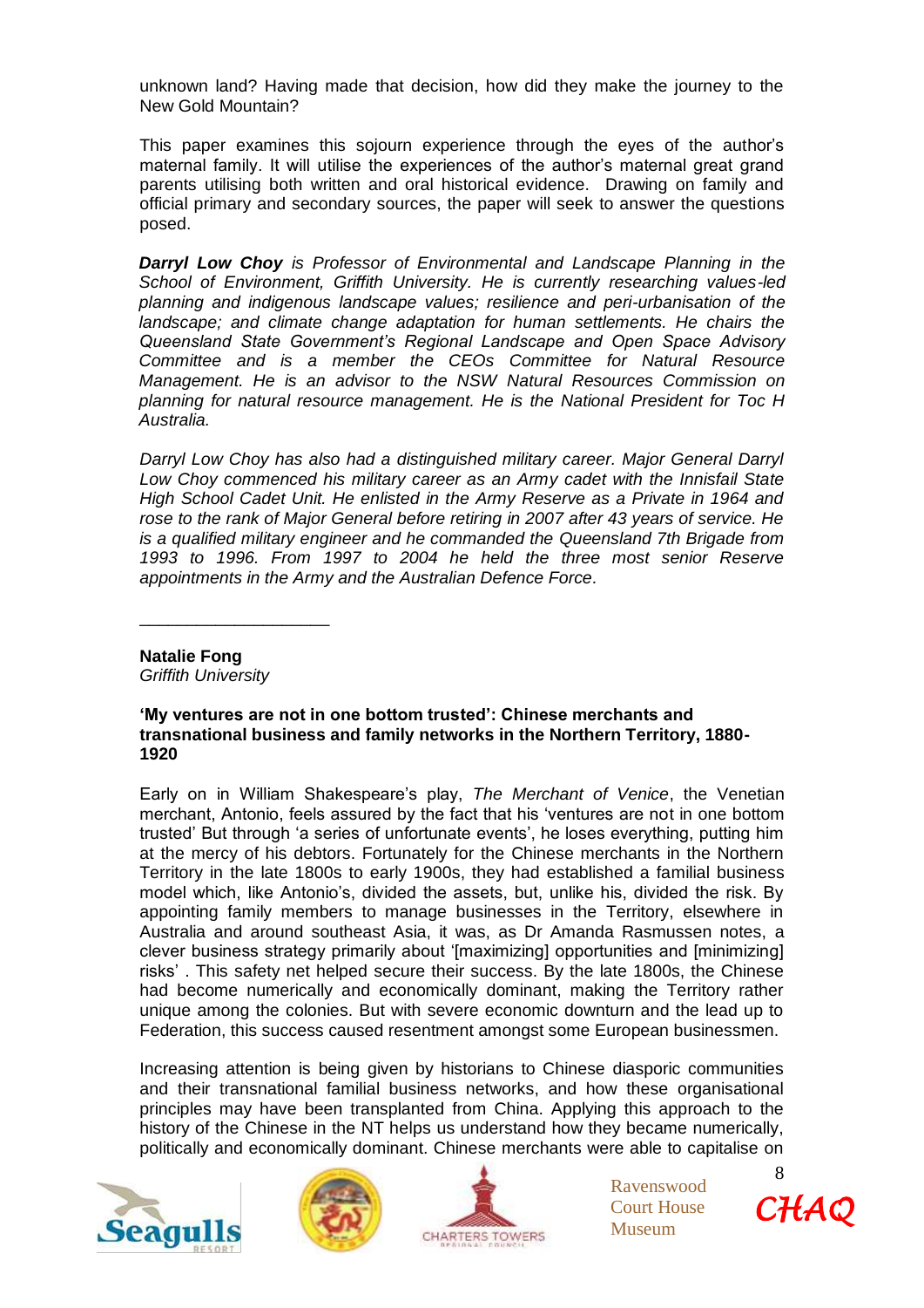unknown land? Having made that decision, how did they make the journey to the New Gold Mountain?

This paper examines this sojourn experience through the eyes of the author's maternal family. It will utilise the experiences of the author's maternal great grand parents utilising both written and oral historical evidence. Drawing on family and official primary and secondary sources, the paper will seek to answer the questions posed.

***Darryl Low Choy** is Professor of Environmental and Landscape Planning in the School of Environment, Griffith University. He is currently researching values-led planning and indigenous landscape values; resilience and peri-urbanisation of the landscape; and climate change adaptation for human settlements. He chairs the Queensland State Government's Regional Landscape and Open Space Advisory Committee and is a member the CEOs Committee for Natural Resource Management. He is an advisor to the NSW Natural Resources Commission on planning for natural resource management. He is the National President for Toc H Australia.*

*Darryl Low Choy has also had a distinguished military career. Major General Darryl Low Choy commenced his military career as an Army cadet with the Innisfail State High School Cadet Unit. He enlisted in the Army Reserve as a Private in 1964 and rose to the rank of Major General before retiring in 2007 after 43 years of service. He is a qualified military engineer and he commanded the Queensland 7th Brigade from 1993 to 1996. From 1997 to 2004 he held the three most senior Reserve appointments in the Army and the Australian Defence Force.*

____________________

**Natalie Fong**
*Griffith University*

**'My ventures are not in one bottom trusted': Chinese merchants and transnational business and family networks in the Northern Territory, 1880-1920**

Early on in William Shakespeare's play, *The Merchant of Venice*, the Venetian merchant, Antonio, feels assured by the fact that his 'ventures are not in one bottom trusted' But through 'a series of unfortunate events', he loses everything, putting him at the mercy of his debtors. Fortunately for the Chinese merchants in the Northern Territory in the late 1800s to early 1900s, they had established a familial business model which, like Antonio's, divided the assets, but, unlike his, divided the risk. By appointing family members to manage businesses in the Territory, elsewhere in Australia and around southeast Asia, it was, as Dr Amanda Rasmussen notes, a clever business strategy primarily about '[maximizing] opportunities and [minimizing] risks' . This safety net helped secure their success. By the late 1800s, the Chinese had become numerically and economically dominant, making the Territory rather unique among the colonies. But with severe economic downturn and the lead up to Federation, this success caused resentment amongst some European businessmen.

Increasing attention is being given by historians to Chinese diasporic communities and their transnational familial business networks, and how these organisational principles may have been transplanted from China. Applying this approach to the history of the Chinese in the NT helps us understand how they became numerically, politically and economically dominant. Chinese merchants were able to capitalise on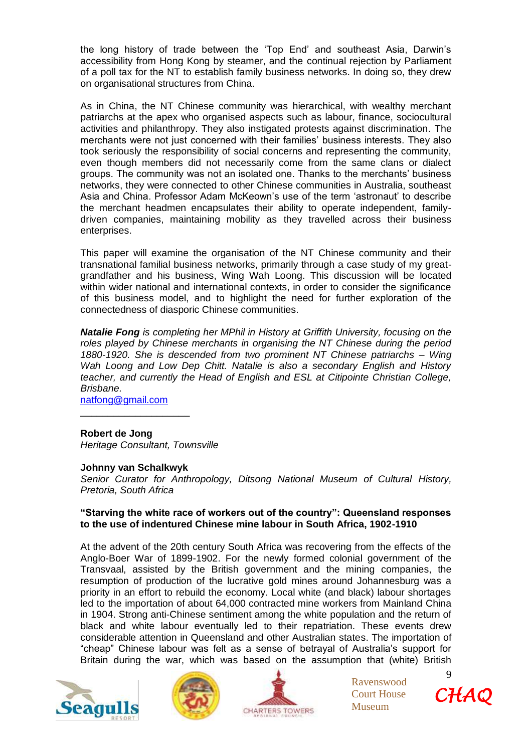the long history of trade between the 'Top End' and southeast Asia, Darwin's accessibility from Hong Kong by steamer, and the continual rejection by Parliament of a poll tax for the NT to establish family business networks. In doing so, they drew on organisational structures from China.

As in China, the NT Chinese community was hierarchical, with wealthy merchant patriarchs at the apex who organised aspects such as labour, finance, sociocultural activities and philanthropy. They also instigated protests against discrimination. The merchants were not just concerned with their families' business interests. They also took seriously the responsibility of social concerns and representing the community, even though members did not necessarily come from the same clans or dialect groups. The community was not an isolated one. Thanks to the merchants' business networks, they were connected to other Chinese communities in Australia, southeast Asia and China. Professor Adam McKeown's use of the term 'astronaut' to describe the merchant headmen encapsulates their ability to operate independent, family-driven companies, maintaining mobility as they travelled across their business enterprises.

This paper will examine the organisation of the NT Chinese community and their transnational familial business networks, primarily through a case study of my great-grandfather and his business, Wing Wah Loong. This discussion will be located within wider national and international contexts, in order to consider the significance of this business model, and to highlight the need for further exploration of the connectedness of diasporic Chinese communities.

***Natalie Fong** is completing her MPhil in History at Griffith University, focusing on the roles played by Chinese merchants in organising the NT Chinese during the period 1880-1920. She is descended from two prominent NT Chinese patriarchs – Wing Wah Loong and Low Dep Chitt. Natalie is also a secondary English and History teacher, and currently the Head of English and ESL at Citipointe Christian College, Brisbane.*

natfong@gmail.com

---

**Robert de Jong**
*Heritage Consultant, Townsville*

**Johnny van Schalkwyk**
*Senior Curator for Anthropology, Ditsong National Museum of Cultural History, Pretoria, South Africa*

**"Starving the white race of workers out of the country": Queensland responses to the use of indentured Chinese mine labour in South Africa, 1902-1910**

At the advent of the 20th century South Africa was recovering from the effects of the Anglo-Boer War of 1899-1902. For the newly formed colonial government of the Transvaal, assisted by the British government and the mining companies, the resumption of production of the lucrative gold mines around Johannesburg was a priority in an effort to rebuild the economy. Local white (and black) labour shortages led to the importation of about 64,000 contracted mine workers from Mainland China in 1904. Strong anti-Chinese sentiment among the white population and the return of black and white labour eventually led to their repatriation. These events drew considerable attention in Queensland and other Australian states. The importation of "cheap" Chinese labour was felt as a sense of betrayal of Australia's support for Britain during the war, which was based on the assumption that (white) British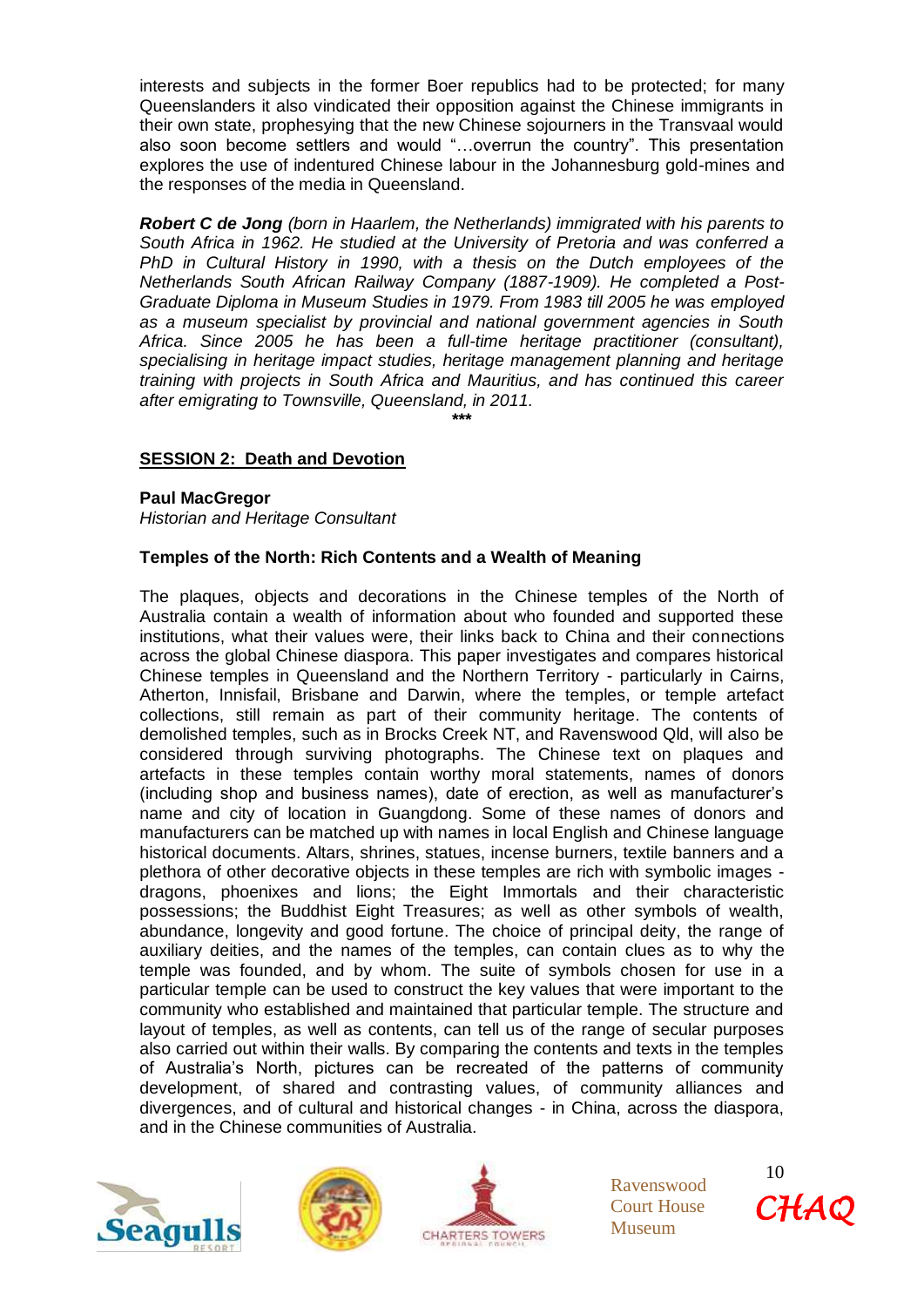interests and subjects in the former Boer republics had to be protected; for many Queenslanders it also vindicated their opposition against the Chinese immigrants in their own state, prophesying that the new Chinese sojourners in the Transvaal would also soon become settlers and would "…overrun the country". This presentation explores the use of indentured Chinese labour in the Johannesburg gold-mines and the responses of the media in Queensland.

***Robert C de Jong*** *(born in Haarlem, the Netherlands) immigrated with his parents to South Africa in 1962. He studied at the University of Pretoria and was conferred a PhD in Cultural History in 1990, with a thesis on the Dutch employees of the Netherlands South African Railway Company (1887-1909). He completed a Post-Graduate Diploma in Museum Studies in 1979. From 1983 till 2005 he was employed as a museum specialist by provincial and national government agencies in South Africa. Since 2005 he has been a full-time heritage practitioner (consultant), specialising in heritage impact studies, heritage management planning and heritage training with projects in South Africa and Mauritius, and has continued this career after emigrating to Townsville, Queensland, in 2011.*

***

## SESSION 2: Death and Devotion

**Paul MacGregor**
*Historian and Heritage Consultant*

### Temples of the North: Rich Contents and a Wealth of Meaning

The plaques, objects and decorations in the Chinese temples of the North of Australia contain a wealth of information about who founded and supported these institutions, what their values were, their links back to China and their connections across the global Chinese diaspora. This paper investigates and compares historical Chinese temples in Queensland and the Northern Territory - particularly in Cairns, Atherton, Innisfail, Brisbane and Darwin, where the temples, or temple artefact collections, still remain as part of their community heritage. The contents of demolished temples, such as in Brocks Creek NT, and Ravenswood Qld, will also be considered through surviving photographs. The Chinese text on plaques and artefacts in these temples contain worthy moral statements, names of donors (including shop and business names), date of erection, as well as manufacturer's name and city of location in Guangdong. Some of these names of donors and manufacturers can be matched up with names in local English and Chinese language historical documents. Altars, shrines, statues, incense burners, textile banners and a plethora of other decorative objects in these temples are rich with symbolic images - dragons, phoenixes and lions; the Eight Immortals and their characteristic possessions; the Buddhist Eight Treasures; as well as other symbols of wealth, abundance, longevity and good fortune. The choice of principal deity, the range of auxiliary deities, and the names of the temples, can contain clues as to why the temple was founded, and by whom. The suite of symbols chosen for use in a particular temple can be used to construct the key values that were important to the community who established and maintained that particular temple. The structure and layout of temples, as well as contents, can tell us of the range of secular purposes also carried out within their walls. By comparing the contents and texts in the temples of Australia's North, pictures can be recreated of the patterns of community development, of shared and contrasting values, of community alliances and divergences, and of cultural and historical changes - in China, across the diaspora, and in the Chinese communities of Australia.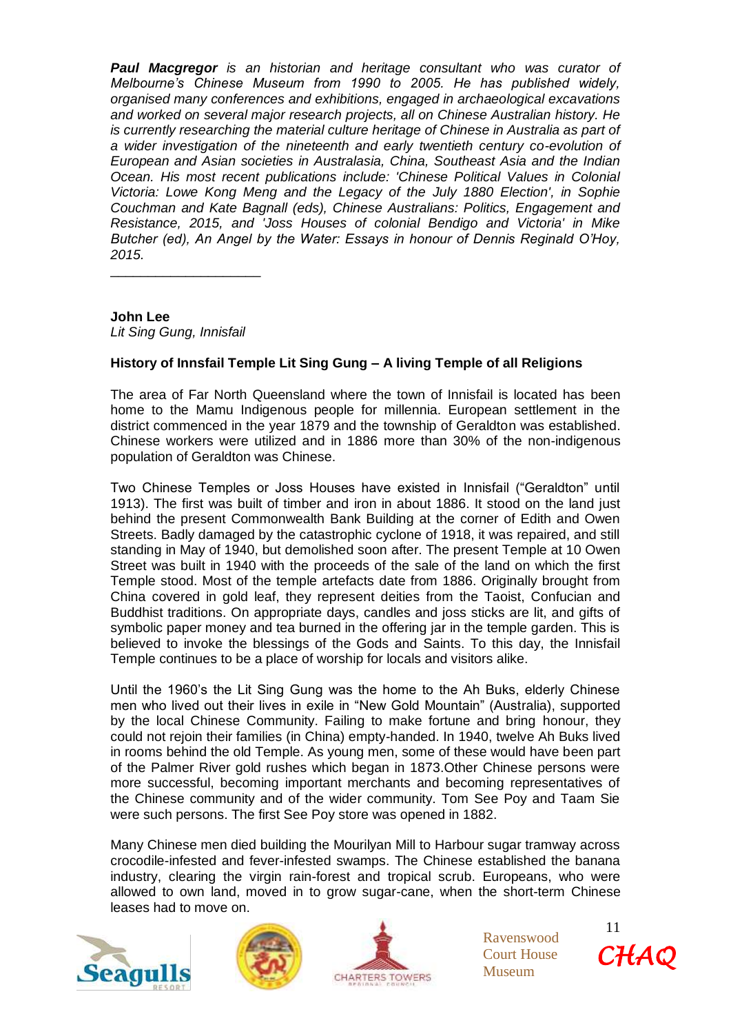***Paul Macgregor** is an historian and heritage consultant who was curator of Melbourne's Chinese Museum from 1990 to 2005. He has published widely, organised many conferences and exhibitions, engaged in archaeological excavations and worked on several major research projects, all on Chinese Australian history. He is currently researching the material culture heritage of Chinese in Australia as part of a wider investigation of the nineteenth and early twentieth century co-evolution of European and Asian societies in Australasia, China, Southeast Asia and the Indian Ocean. His most recent publications include: 'Chinese Political Values in Colonial Victoria: Lowe Kong Meng and the Legacy of the July 1880 Election', in Sophie Couchman and Kate Bagnall (eds), Chinese Australians: Politics, Engagement and Resistance, 2015, and 'Joss Houses of colonial Bendigo and Victoria' in Mike Butcher (ed), An Angel by the Water: Essays in honour of Dennis Reginald O'Hoy, 2015.*

---

**John Lee**
*Lit Sing Gung, Innisfail*

**History of Innsfail Temple Lit Sing Gung – A living Temple of all Religions**

The area of Far North Queensland where the town of Innisfail is located has been home to the Mamu Indigenous people for millennia. European settlement in the district commenced in the year 1879 and the township of Geraldton was established. Chinese workers were utilized and in 1886 more than 30% of the non-indigenous population of Geraldton was Chinese.

Two Chinese Temples or Joss Houses have existed in Innisfail ("Geraldton" until 1913). The first was built of timber and iron in about 1886. It stood on the land just behind the present Commonwealth Bank Building at the corner of Edith and Owen Streets. Badly damaged by the catastrophic cyclone of 1918, it was repaired, and still standing in May of 1940, but demolished soon after. The present Temple at 10 Owen Street was built in 1940 with the proceeds of the sale of the land on which the first Temple stood. Most of the temple artefacts date from 1886. Originally brought from China covered in gold leaf, they represent deities from the Taoist, Confucian and Buddhist traditions. On appropriate days, candles and joss sticks are lit, and gifts of symbolic paper money and tea burned in the offering jar in the temple garden. This is believed to invoke the blessings of the Gods and Saints. To this day, the Innisfail Temple continues to be a place of worship for locals and visitors alike.

Until the 1960's the Lit Sing Gung was the home to the Ah Buks, elderly Chinese men who lived out their lives in exile in "New Gold Mountain" (Australia), supported by the local Chinese Community. Failing to make fortune and bring honour, they could not rejoin their families (in China) empty-handed. In 1940, twelve Ah Buks lived in rooms behind the old Temple. As young men, some of these would have been part of the Palmer River gold rushes which began in 1873.Other Chinese persons were more successful, becoming important merchants and becoming representatives of the Chinese community and of the wider community. Tom See Poy and Taam Sie were such persons. The first See Poy store was opened in 1882.

Many Chinese men died building the Mourilyan Mill to Harbour sugar tramway across crocodile-infested and fever-infested swamps. The Chinese established the banana industry, clearing the virgin rain-forest and tropical scrub. Europeans, who were allowed to own land, moved in to grow sugar-cane, when the short-term Chinese leases had to move on.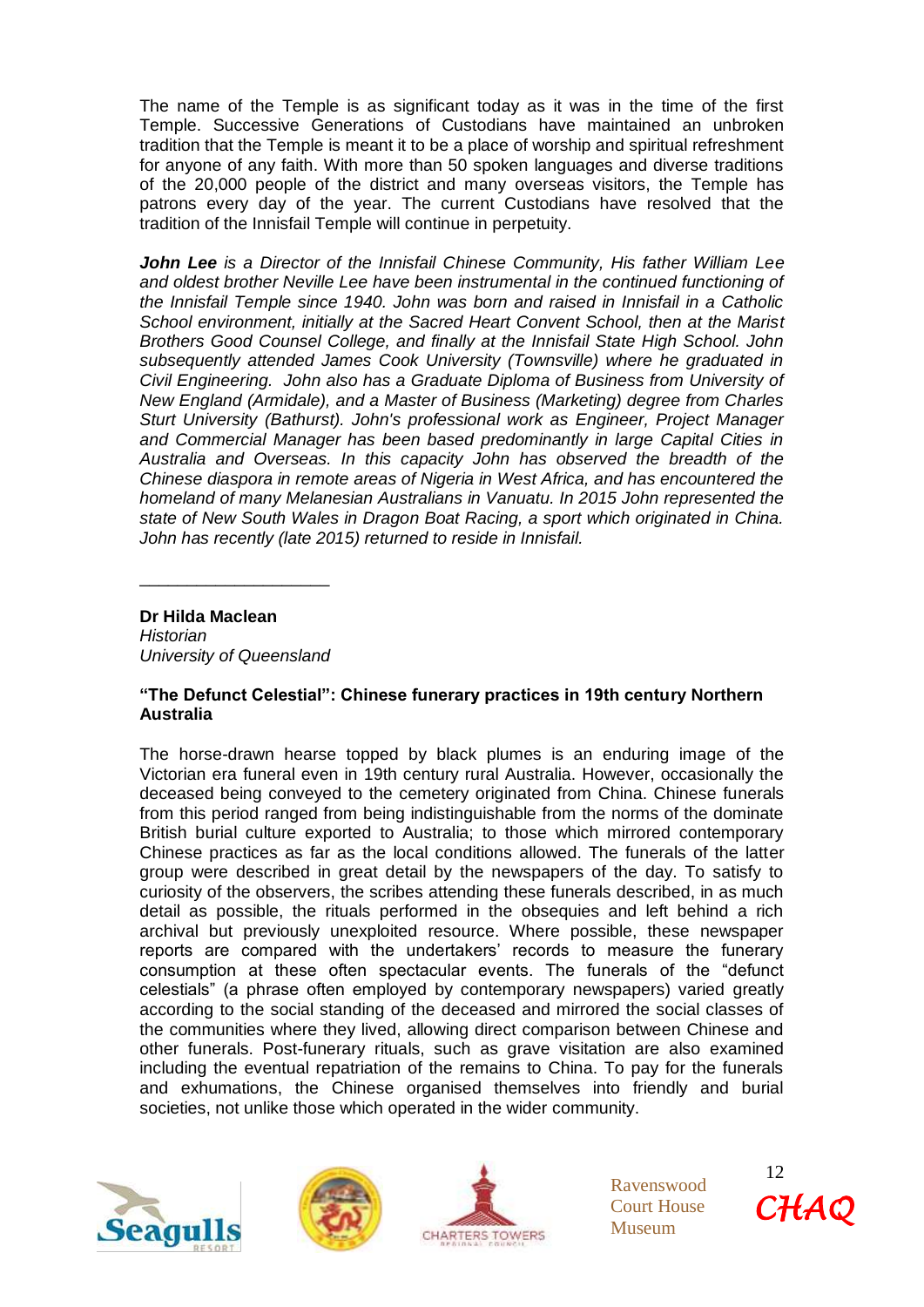The name of the Temple is as significant today as it was in the time of the first Temple. Successive Generations of Custodians have maintained an unbroken tradition that the Temple is meant it to be a place of worship and spiritual refreshment for anyone of any faith. With more than 50 spoken languages and diverse traditions of the 20,000 people of the district and many overseas visitors, the Temple has patrons every day of the year. The current Custodians have resolved that the tradition of the Innisfail Temple will continue in perpetuity.

***John Lee*** *is a Director of the Innisfail Chinese Community, His father William Lee and oldest brother Neville Lee have been instrumental in the continued functioning of the Innisfail Temple since 1940. John was born and raised in Innisfail in a Catholic School environment, initially at the Sacred Heart Convent School, then at the Marist Brothers Good Counsel College, and finally at the Innisfail State High School. John subsequently attended James Cook University (Townsville) where he graduated in Civil Engineering. John also has a Graduate Diploma of Business from University of New England (Armidale), and a Master of Business (Marketing) degree from Charles Sturt University (Bathurst). John's professional work as Engineer, Project Manager and Commercial Manager has been based predominantly in large Capital Cities in Australia and Overseas. In this capacity John has observed the breadth of the Chinese diaspora in remote areas of Nigeria in West Africa, and has encountered the homeland of many Melanesian Australians in Vanuatu. In 2015 John represented the state of New South Wales in Dragon Boat Racing, a sport which originated in China. John has recently (late 2015) returned to reside in Innisfail.*

---

**Dr Hilda Maclean**
*Historian*
*University of Queensland*

**"The Defunct Celestial": Chinese funerary practices in 19th century Northern Australia**

The horse-drawn hearse topped by black plumes is an enduring image of the Victorian era funeral even in 19th century rural Australia. However, occasionally the deceased being conveyed to the cemetery originated from China. Chinese funerals from this period ranged from being indistinguishable from the norms of the dominate British burial culture exported to Australia; to those which mirrored contemporary Chinese practices as far as the local conditions allowed. The funerals of the latter group were described in great detail by the newspapers of the day. To satisfy to curiosity of the observers, the scribes attending these funerals described, in as much detail as possible, the rituals performed in the obsequies and left behind a rich archival but previously unexploited resource. Where possible, these newspaper reports are compared with the undertakers' records to measure the funerary consumption at these often spectacular events. The funerals of the "defunct celestials" (a phrase often employed by contemporary newspapers) varied greatly according to the social standing of the deceased and mirrored the social classes of the communities where they lived, allowing direct comparison between Chinese and other funerals. Post-funerary rituals, such as grave visitation are also examined including the eventual repatriation of the remains to China. To pay for the funerals and exhumations, the Chinese organised themselves into friendly and burial societies, not unlike those which operated in the wider community.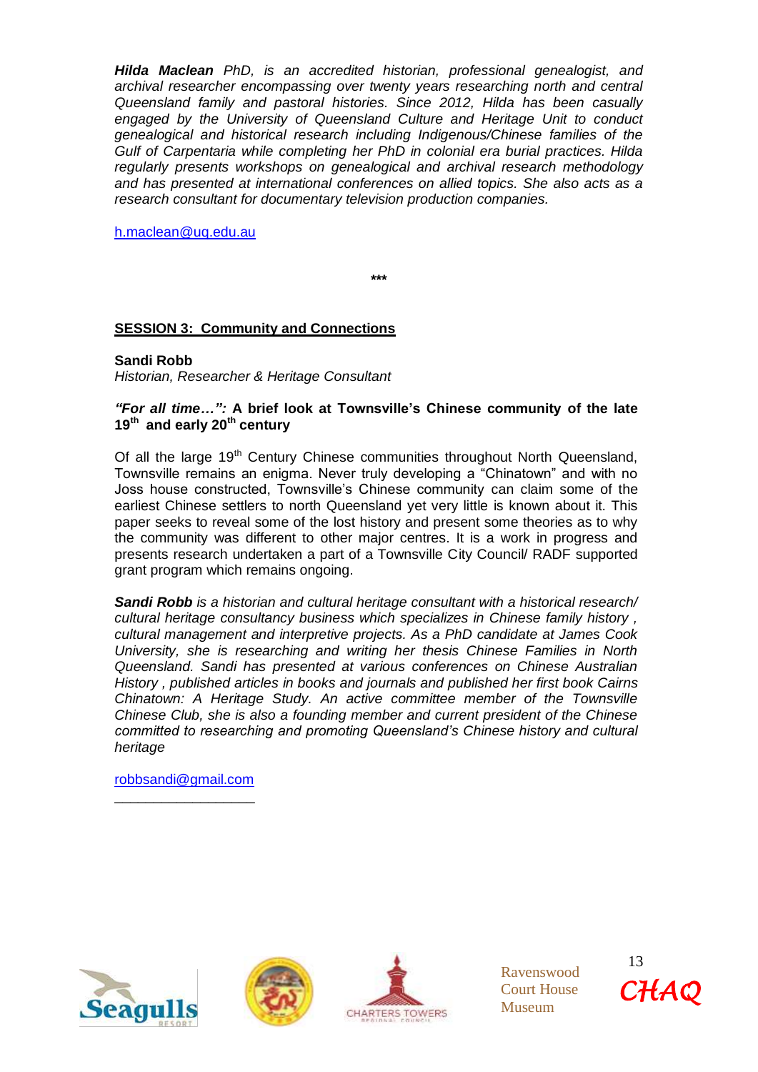***Hilda Maclean*** *PhD, is an accredited historian, professional genealogist, and archival researcher encompassing over twenty years researching north and central Queensland family and pastoral histories. Since 2012, Hilda has been casually engaged by the University of Queensland Culture and Heritage Unit to conduct genealogical and historical research including Indigenous/Chinese families of the Gulf of Carpentaria while completing her PhD in colonial era burial practices. Hilda regularly presents workshops on genealogical and archival research methodology and has presented at international conferences on allied topics. She also acts as a research consultant for documentary television production companies.*

h.maclean@uq.edu.au

***

## SESSION 3: Community and Connections

**Sandi Robb**
*Historian, Researcher & Heritage Consultant*

### *"For all time…":* A brief look at Townsville's Chinese community of the late 19th and early 20th century

Of all the large 19th Century Chinese communities throughout North Queensland, Townsville remains an enigma. Never truly developing a "Chinatown" and with no Joss house constructed, Townsville's Chinese community can claim some of the earliest Chinese settlers to north Queensland yet very little is known about it. This paper seeks to reveal some of the lost history and present some theories as to why the community was different to other major centres. It is a work in progress and presents research undertaken a part of a Townsville City Council/ RADF supported grant program which remains ongoing.

***Sandi Robb*** *is a historian and cultural heritage consultant with a historical research/ cultural heritage consultancy business which specializes in Chinese family history , cultural management and interpretive projects. As a PhD candidate at James Cook University, she is researching and writing her thesis Chinese Families in North Queensland. Sandi has presented at various conferences on Chinese Australian History , published articles in books and journals and published her first book Cairns Chinatown: A Heritage Study. An active committee member of the Townsville Chinese Club, she is also a founding member and current president of the Chinese committed to researching and promoting Queensland's Chinese history and cultural heritage*

robbsandi@gmail.com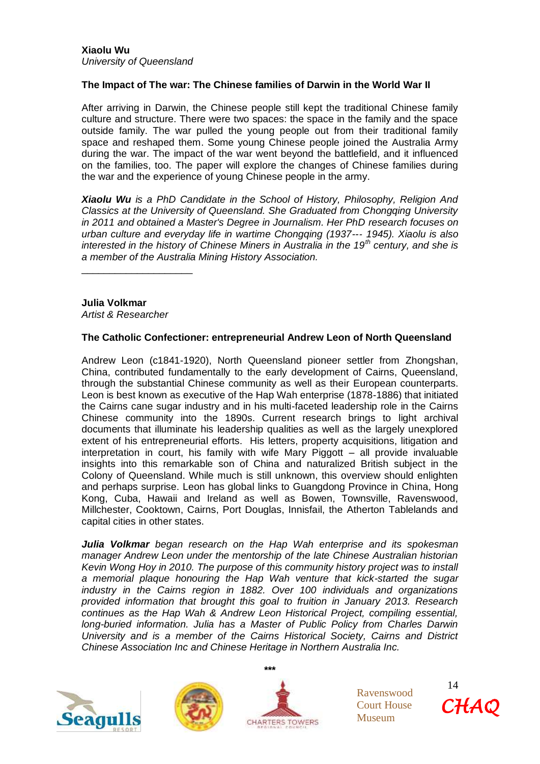**Xiaolu Wu**
*University of Queensland*

**The Impact of The war: The Chinese families of Darwin in the World War II**

After arriving in Darwin, the Chinese people still kept the traditional Chinese family culture and structure. There were two spaces: the space in the family and the space outside family. The war pulled the young people out from their traditional family space and reshaped them. Some young Chinese people joined the Australia Army during the war. The impact of the war went beyond the battlefield, and it influenced on the families, too. The paper will explore the changes of Chinese families during the war and the experience of young Chinese people in the army.

***Xiaolu Wu*** *is a PhD Candidate in the School of History, Philosophy, Religion And Classics at the University of Queensland. She Graduated from Chongqing University in 2011 and obtained a Master's Degree in Journalism. Her PhD research focuses on urban culture and everyday life in wartime Chongqing (1937--- 1945). Xiaolu is also interested in the history of Chinese Miners in Australia in the 19th century, and she is a member of the Australia Mining History Association.*

---

**Julia Volkmar**
*Artist & Researcher*

**The Catholic Confectioner: entrepreneurial Andrew Leon of North Queensland**

Andrew Leon (c1841-1920), North Queensland pioneer settler from Zhongshan, China, contributed fundamentally to the early development of Cairns, Queensland, through the substantial Chinese community as well as their European counterparts. Leon is best known as executive of the Hap Wah enterprise (1878-1886) that initiated the Cairns cane sugar industry and in his multi-faceted leadership role in the Cairns Chinese community into the 1890s. Current research brings to light archival documents that illuminate his leadership qualities as well as the largely unexplored extent of his entrepreneurial efforts. His letters, property acquisitions, litigation and interpretation in court, his family with wife Mary Piggott – all provide invaluable insights into this remarkable son of China and naturalized British subject in the Colony of Queensland. While much is still unknown, this overview should enlighten and perhaps surprise. Leon has global links to Guangdong Province in China, Hong Kong, Cuba, Hawaii and Ireland as well as Bowen, Townsville, Ravenswood, Millchester, Cooktown, Cairns, Port Douglas, Innisfail, the Atherton Tablelands and capital cities in other states.

***Julia Volkmar*** *began research on the Hap Wah enterprise and its spokesman manager Andrew Leon under the mentorship of the late Chinese Australian historian Kevin Wong Hoy in 2010. The purpose of this community history project was to install a memorial plaque honouring the Hap Wah venture that kick-started the sugar industry in the Cairns region in 1882. Over 100 individuals and organizations provided information that brought this goal to fruition in January 2013. Research continues as the Hap Wah & Andrew Leon Historical Project, compiling essential, long-buried information. Julia has a Master of Public Policy from Charles Darwin University and is a member of the Cairns Historical Society, Cairns and District Chinese Association Inc and Chinese Heritage in Northern Australia Inc.*

***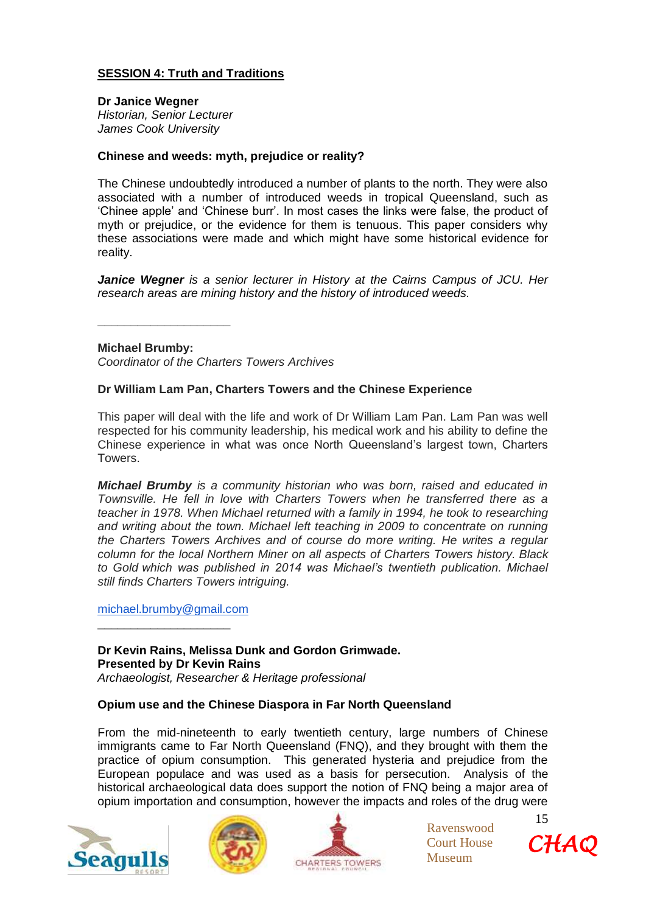## SESSION 4: Truth and Traditions

**Dr Janice Wegner**
*Historian, Senior Lecturer*
*James Cook University*

**Chinese and weeds: myth, prejudice or reality?**

The Chinese undoubtedly introduced a number of plants to the north. They were also associated with a number of introduced weeds in tropical Queensland, such as 'Chinee apple' and 'Chinese burr'. In most cases the links were false, the product of myth or prejudice, or the evidence for them is tenuous. This paper considers why these associations were made and which might have some historical evidence for reality.

***Janice Wegner*** *is a senior lecturer in History at the Cairns Campus of JCU. Her research areas are mining history and the history of introduced weeds.*

---

**Michael Brumby:**
*Coordinator of the Charters Towers Archives*

**Dr William Lam Pan, Charters Towers and the Chinese Experience**

This paper will deal with the life and work of Dr William Lam Pan. Lam Pan was well respected for his community leadership, his medical work and his ability to define the Chinese experience in what was once North Queensland's largest town, Charters Towers.

***Michael Brumby*** *is a community historian who was born, raised and educated in Townsville. He fell in love with Charters Towers when he transferred there as a teacher in 1978. When Michael returned with a family in 1994, he took to researching and writing about the town. Michael left teaching in 2009 to concentrate on running the Charters Towers Archives and of course do more writing. He writes a regular column for the local Northern Miner on all aspects of Charters Towers history. Black to Gold which was published in 2014 was Michael's twentieth publication. Michael still finds Charters Towers intriguing.*

michael.brumby@gmail.com

---

**Dr Kevin Rains, Melissa Dunk and Gordon Grimwade.**
**Presented by Dr Kevin Rains**
*Archaeologist, Researcher & Heritage professional*

**Opium use and the Chinese Diaspora in Far North Queensland**

From the mid-nineteenth to early twentieth century, large numbers of Chinese immigrants came to Far North Queensland (FNQ), and they brought with them the practice of opium consumption. This generated hysteria and prejudice from the European populace and was used as a basis for persecution. Analysis of the historical archaeological data does support the notion of FNQ being a major area of opium importation and consumption, however the impacts and roles of the drug were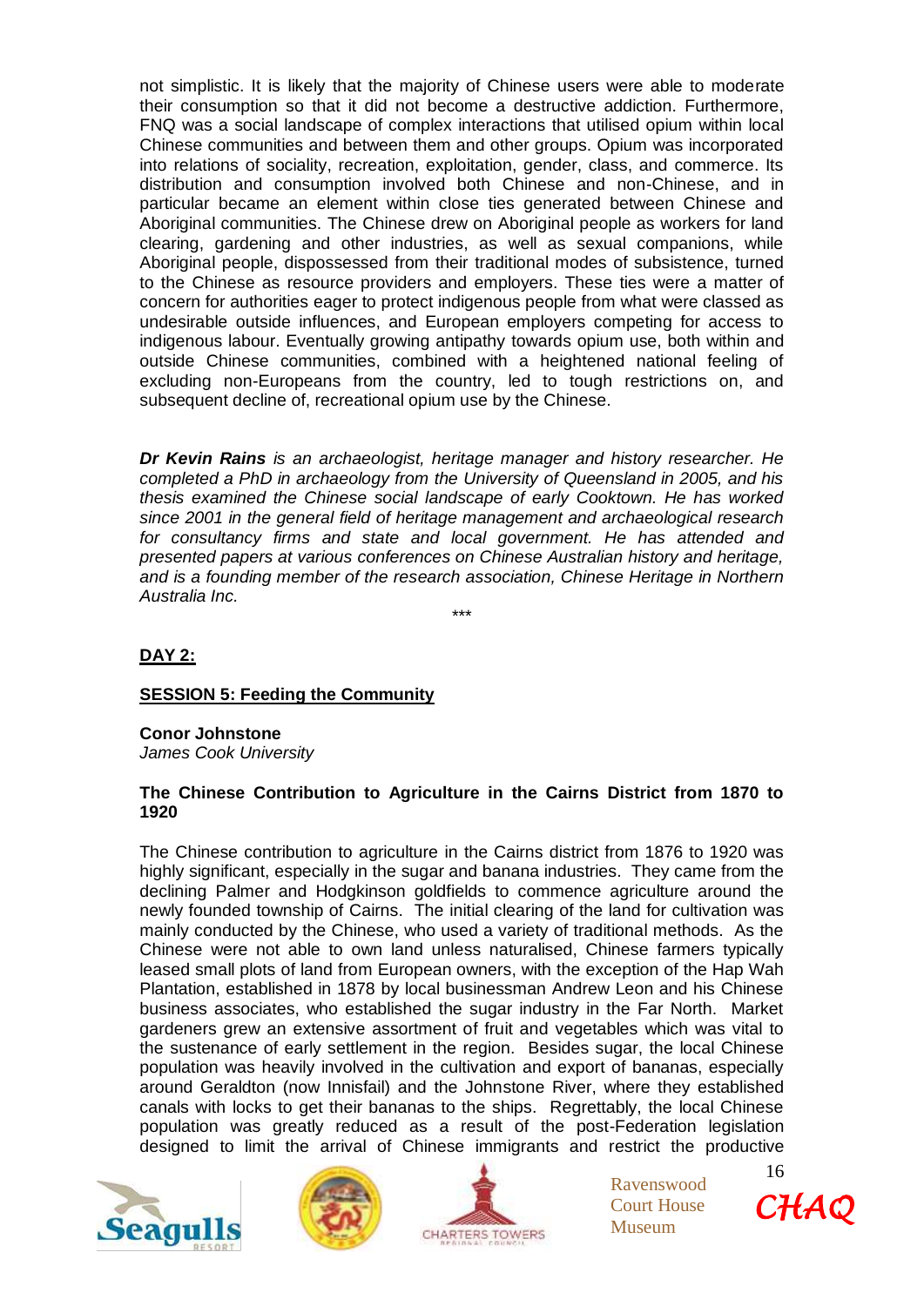not simplistic. It is likely that the majority of Chinese users were able to moderate their consumption so that it did not become a destructive addiction. Furthermore, FNQ was a social landscape of complex interactions that utilised opium within local Chinese communities and between them and other groups. Opium was incorporated into relations of sociality, recreation, exploitation, gender, class, and commerce. Its distribution and consumption involved both Chinese and non-Chinese, and in particular became an element within close ties generated between Chinese and Aboriginal communities. The Chinese drew on Aboriginal people as workers for land clearing, gardening and other industries, as well as sexual companions, while Aboriginal people, dispossessed from their traditional modes of subsistence, turned to the Chinese as resource providers and employers. These ties were a matter of concern for authorities eager to protect indigenous people from what were classed as undesirable outside influences, and European employers competing for access to indigenous labour. Eventually growing antipathy towards opium use, both within and outside Chinese communities, combined with a heightened national feeling of excluding non-Europeans from the country, led to tough restrictions on, and subsequent decline of, recreational opium use by the Chinese.

***Dr Kevin Rains** is an archaeologist, heritage manager and history researcher. He completed a PhD in archaeology from the University of Queensland in 2005, and his thesis examined the Chinese social landscape of early Cooktown. He has worked since 2001 in the general field of heritage management and archaeological research for consultancy firms and state and local government. He has attended and presented papers at various conferences on Chinese Australian history and heritage, and is a founding member of the research association, Chinese Heritage in Northern Australia Inc.*

***

**DAY 2:**

**SESSION 5: Feeding the Community**

**Conor Johnstone**
*James Cook University*

**The Chinese Contribution to Agriculture in the Cairns District from 1870 to 1920**

The Chinese contribution to agriculture in the Cairns district from 1876 to 1920 was highly significant, especially in the sugar and banana industries. They came from the declining Palmer and Hodgkinson goldfields to commence agriculture around the newly founded township of Cairns. The initial clearing of the land for cultivation was mainly conducted by the Chinese, who used a variety of traditional methods. As the Chinese were not able to own land unless naturalised, Chinese farmers typically leased small plots of land from European owners, with the exception of the Hap Wah Plantation, established in 1878 by local businessman Andrew Leon and his Chinese business associates, who established the sugar industry in the Far North. Market gardeners grew an extensive assortment of fruit and vegetables which was vital to the sustenance of early settlement in the region. Besides sugar, the local Chinese population was heavily involved in the cultivation and export of bananas, especially around Geraldton (now Innisfail) and the Johnstone River, where they established canals with locks to get their bananas to the ships. Regrettably, the local Chinese population was greatly reduced as a result of the post-Federation legislation designed to limit the arrival of Chinese immigrants and restrict the productive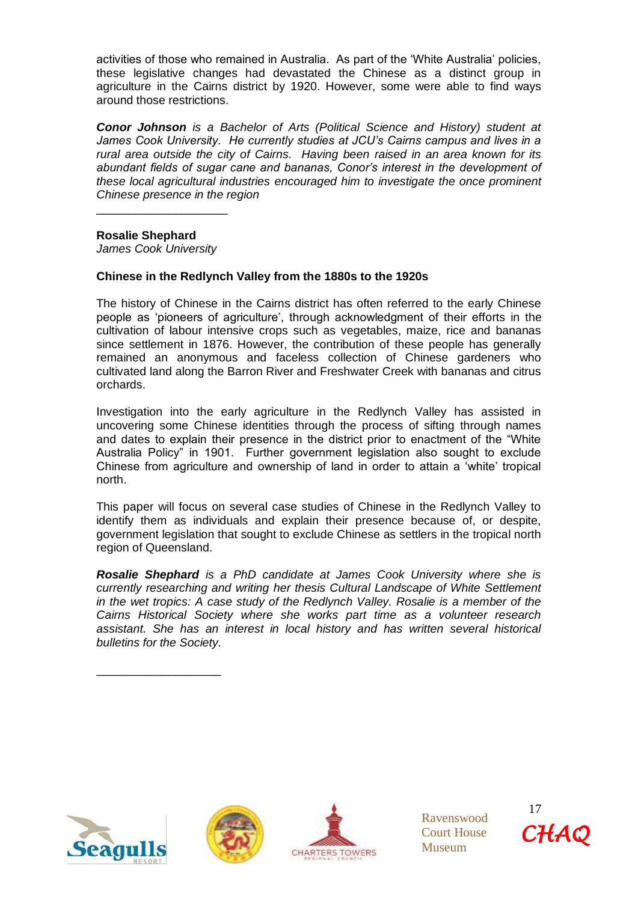activities of those who remained in Australia. As part of the 'White Australia' policies, these legislative changes had devastated the Chinese as a distinct group in agriculture in the Cairns district by 1920. However, some were able to find ways around those restrictions.

***Conor Johnson** is a Bachelor of Arts (Political Science and History) student at James Cook University. He currently studies at JCU's Cairns campus and lives in a rural area outside the city of Cairns. Having been raised in an area known for its abundant fields of sugar cane and bananas, Conor's interest in the development of these local agricultural industries encouraged him to investigate the once prominent Chinese presence in the region*

---

**Rosalie Shephard**
*James Cook University*

**Chinese in the Redlynch Valley from the 1880s to the 1920s**

The history of Chinese in the Cairns district has often referred to the early Chinese people as 'pioneers of agriculture', through acknowledgment of their efforts in the cultivation of labour intensive crops such as vegetables, maize, rice and bananas since settlement in 1876. However, the contribution of these people has generally remained an anonymous and faceless collection of Chinese gardeners who cultivated land along the Barron River and Freshwater Creek with bananas and citrus orchards.

Investigation into the early agriculture in the Redlynch Valley has assisted in uncovering some Chinese identities through the process of sifting through names and dates to explain their presence in the district prior to enactment of the "White Australia Policy" in 1901. Further government legislation also sought to exclude Chinese from agriculture and ownership of land in order to attain a 'white' tropical north.

This paper will focus on several case studies of Chinese in the Redlynch Valley to identify them as individuals and explain their presence because of, or despite, government legislation that sought to exclude Chinese as settlers in the tropical north region of Queensland.

***Rosalie Shephard** is a PhD candidate at James Cook University where she is currently researching and writing her thesis Cultural Landscape of White Settlement in the wet tropics: A case study of the Redlynch Valley. Rosalie is a member of the Cairns Historical Society where she works part time as a volunteer research assistant. She has an interest in local history and has written several historical bulletins for the Society.*

---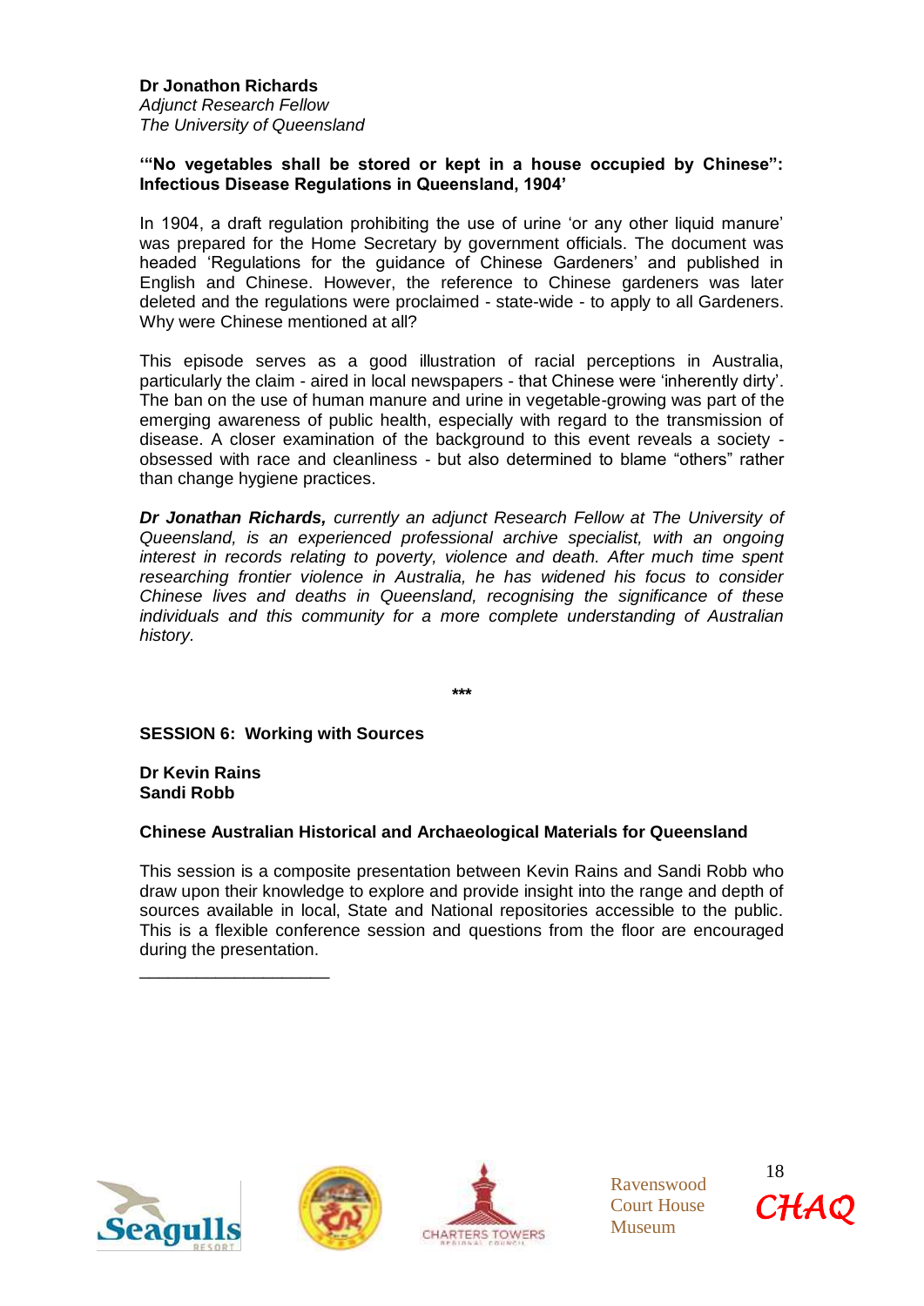**Dr Jonathon Richards**
*Adjunct Research Fellow*
*The University of Queensland*

**'"No vegetables shall be stored or kept in a house occupied by Chinese": Infectious Disease Regulations in Queensland, 1904'**

In 1904, a draft regulation prohibiting the use of urine 'or any other liquid manure' was prepared for the Home Secretary by government officials. The document was headed 'Regulations for the guidance of Chinese Gardeners' and published in English and Chinese. However, the reference to Chinese gardeners was later deleted and the regulations were proclaimed - state-wide - to apply to all Gardeners. Why were Chinese mentioned at all?

This episode serves as a good illustration of racial perceptions in Australia, particularly the claim - aired in local newspapers - that Chinese were 'inherently dirty'. The ban on the use of human manure and urine in vegetable-growing was part of the emerging awareness of public health, especially with regard to the transmission of disease. A closer examination of the background to this event reveals a society - obsessed with race and cleanliness - but also determined to blame "others" rather than change hygiene practices.

***Dr Jonathan Richards,*** *currently an adjunct Research Fellow at The University of Queensland, is an experienced professional archive specialist, with an ongoing interest in records relating to poverty, violence and death. After much time spent researching frontier violence in Australia, he has widened his focus to consider Chinese lives and deaths in Queensland, recognising the significance of these individuals and this community for a more complete understanding of Australian history.*

***

**SESSION 6: Working with Sources**

**Dr Kevin Rains**
**Sandi Robb**

**Chinese Australian Historical and Archaeological Materials for Queensland**

This session is a composite presentation between Kevin Rains and Sandi Robb who draw upon their knowledge to explore and provide insight into the range and depth of sources available in local, State and National repositories accessible to the public. This is a flexible conference session and questions from the floor are encouraged during the presentation.

___________________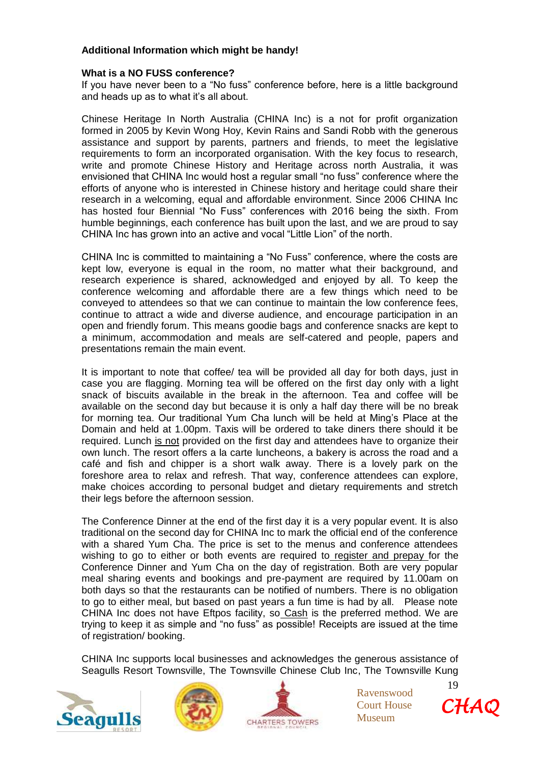**Additional Information which might be handy!**

**What is a NO FUSS conference?**

If you have never been to a "No fuss" conference before, here is a little background and heads up as to what it's all about.

Chinese Heritage In North Australia (CHINA Inc) is a not for profit organization formed in 2005 by Kevin Wong Hoy, Kevin Rains and Sandi Robb with the generous assistance and support by parents, partners and friends, to meet the legislative requirements to form an incorporated organisation. With the key focus to research, write and promote Chinese History and Heritage across north Australia, it was envisioned that CHINA Inc would host a regular small "no fuss" conference where the efforts of anyone who is interested in Chinese history and heritage could share their research in a welcoming, equal and affordable environment. Since 2006 CHINA Inc has hosted four Biennial "No Fuss" conferences with 2016 being the sixth. From humble beginnings, each conference has built upon the last, and we are proud to say CHINA Inc has grown into an active and vocal "Little Lion" of the north.

CHINA Inc is committed to maintaining a "No Fuss" conference, where the costs are kept low, everyone is equal in the room, no matter what their background, and research experience is shared, acknowledged and enjoyed by all. To keep the conference welcoming and affordable there are a few things which need to be conveyed to attendees so that we can continue to maintain the low conference fees, continue to attract a wide and diverse audience, and encourage participation in an open and friendly forum. This means goodie bags and conference snacks are kept to a minimum, accommodation and meals are self-catered and people, papers and presentations remain the main event.

It is important to note that coffee/ tea will be provided all day for both days, just in case you are flagging. Morning tea will be offered on the first day only with a light snack of biscuits available in the break in the afternoon. Tea and coffee will be available on the second day but because it is only a half day there will be no break for morning tea. Our traditional Yum Cha lunch will be held at Ming's Place at the Domain and held at 1.00pm. Taxis will be ordered to take diners there should it be required. Lunch is not provided on the first day and attendees have to organize their own lunch. The resort offers a la carte luncheons, a bakery is across the road and a café and fish and chipper is a short walk away. There is a lovely park on the foreshore area to relax and refresh. That way, conference attendees can explore, make choices according to personal budget and dietary requirements and stretch their legs before the afternoon session.

The Conference Dinner at the end of the first day it is a very popular event. It is also traditional on the second day for CHINA Inc to mark the official end of the conference with a shared Yum Cha. The price is set to the menus and conference attendees wishing to go to either or both events are required to register and prepay for the Conference Dinner and Yum Cha on the day of registration. Both are very popular meal sharing events and bookings and pre-payment are required by 11.00am on both days so that the restaurants can be notified of numbers. There is no obligation to go to either meal, but based on past years a fun time is had by all. Please note CHINA Inc does not have Eftpos facility, so Cash is the preferred method. We are trying to keep it as simple and "no fuss" as possible! Receipts are issued at the time of registration/ booking.

CHINA Inc supports local businesses and acknowledges the generous assistance of Seagulls Resort Townsville, The Townsville Chinese Club Inc, The Townsville Kung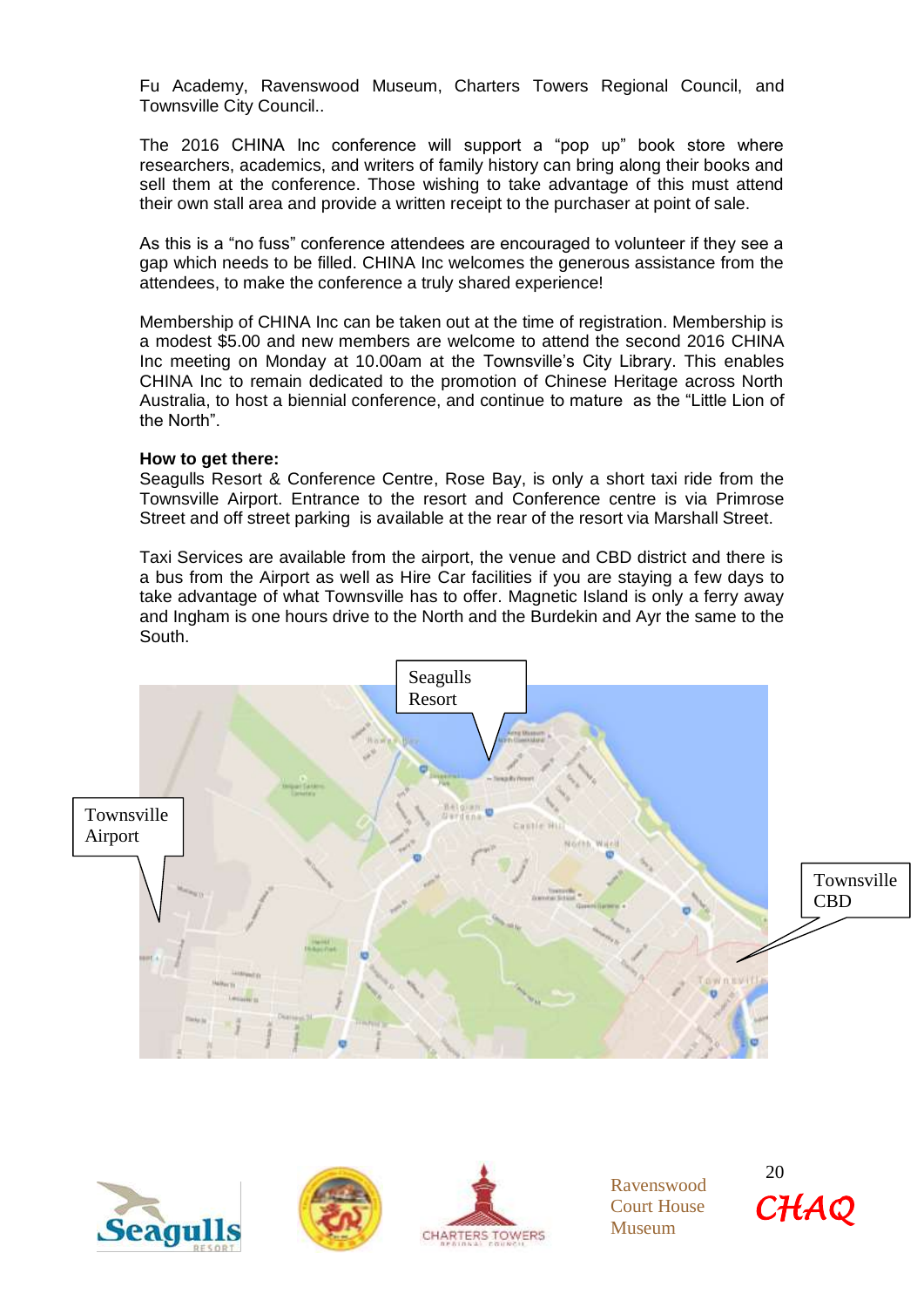Fu Academy, Ravenswood Museum, Charters Towers Regional Council, and Townsville City Council..

The 2016 CHINA Inc conference will support a "pop up" book store where researchers, academics, and writers of family history can bring along their books and sell them at the conference. Those wishing to take advantage of this must attend their own stall area and provide a written receipt to the purchaser at point of sale.

As this is a "no fuss" conference attendees are encouraged to volunteer if they see a gap which needs to be filled. CHINA Inc welcomes the generous assistance from the attendees, to make the conference a truly shared experience!

Membership of CHINA Inc can be taken out at the time of registration. Membership is a modest $5.00 and new members are welcome to attend the second 2016 CHINA Inc meeting on Monday at 10.00am at the Townsville's City Library. This enables CHINA Inc to remain dedicated to the promotion of Chinese Heritage across North Australia, to host a biennial conference, and continue to mature as the "Little Lion of the North".

**How to get there:**

Seagulls Resort & Conference Centre, Rose Bay, is only a short taxi ride from the Townsville Airport. Entrance to the resort and Conference centre is via Primrose Street and off street parking is available at the rear of the resort via Marshall Street.

Taxi Services are available from the airport, the venue and CBD district and there is a bus from the Airport as well as Hire Car facilities if you are staying a few days to take advantage of what Townsville has to offer. Magnetic Island is only a ferry away and Ingham is one hours drive to the North and the Burdekin and Ayr the same to the South.

Seagulls Resort

Townsville Airport

Townsville CBD

Ravenswood Court House Museum

CHAQ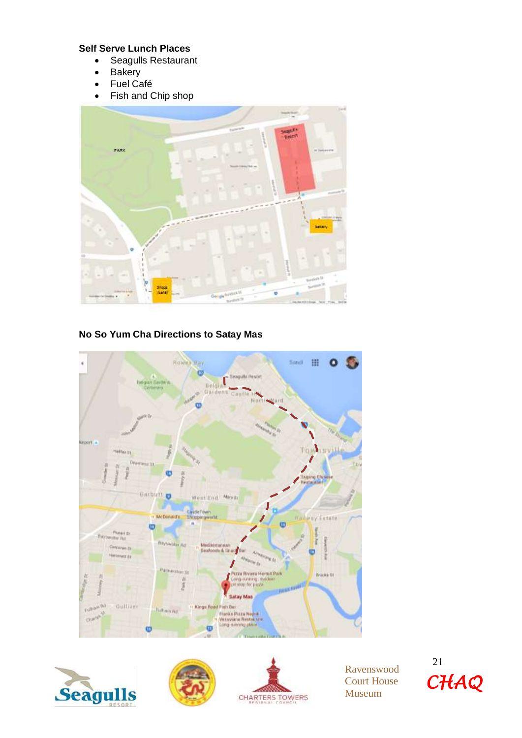**Self Serve Lunch Places**

- Seagulls Restaurant
- Bakery
- Fuel Café
- Fish and Chip shop

**No So Yum Cha Directions to Satay Mas**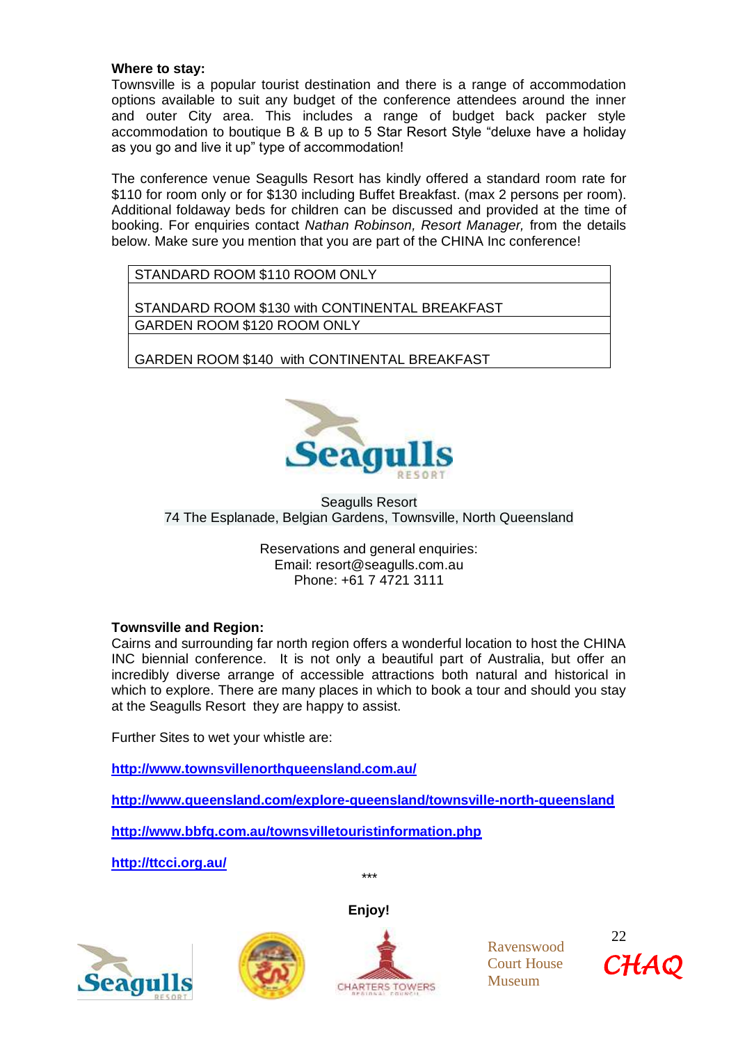**Where to stay:**

Townsville is a popular tourist destination and there is a range of accommodation options available to suit any budget of the conference attendees around the inner and outer City area. This includes a range of budget back packer style accommodation to boutique B & B up to 5 Star Resort Style "deluxe have a holiday as you go and live it up" type of accommodation!

The conference venue Seagulls Resort has kindly offered a standard room rate for $110 for room only or for $130 including Buffet Breakfast. (max 2 persons per room). Additional foldaway beds for children can be discussed and provided at the time of booking. For enquiries contact *Nathan Robinson, Resort Manager,* from the details below. Make sure you mention that you are part of the CHINA Inc conference!

| STANDARD ROOM $110 ROOM ONLY |
|---|
| STANDARD ROOM $130 with CONTINENTAL BREAKFAST |
| GARDEN ROOM $120 ROOM ONLY |
| GARDEN ROOM $140 with CONTINENTAL BREAKFAST |

Seagulls Resort
74 The Esplanade, Belgian Gardens, Townsville, North Queensland

Reservations and general enquiries:
Email: resort@seagulls.com.au
Phone: +61 7 4721 3111

**Townsville and Region:**

Cairns and surrounding far north region offers a wonderful location to host the CHINA INC biennial conference. It is not only a beautiful part of Australia, but offer an incredibly diverse arrange of accessible attractions both natural and historical in which to explore. There are many places in which to book a tour and should you stay at the Seagulls Resort they are happy to assist.

Further Sites to wet your whistle are:

**http://www.townsvillenorthqueensland.com.au/**

**http://www.queensland.com/explore-queensland/townsville-north-queensland**

**http://www.bbfq.com.au/townsvilletouristinformation.php**

**http://ttcci.org.au/**

***

**Enjoy!**

Ravenswood Court House Museum

CHAQ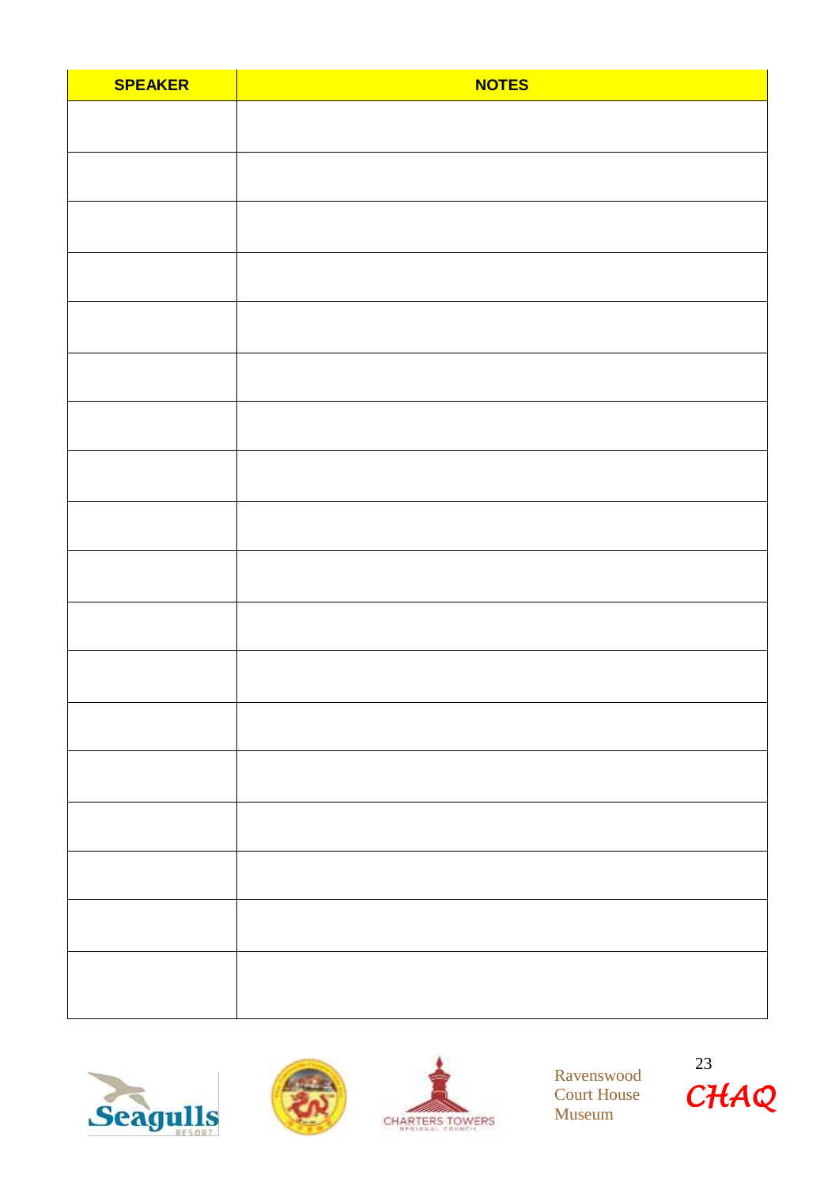| SPEAKER | NOTES |
|---|---|
| | |
| | |
| | |
| | |
| | |
| | |
| | |
| | |
| | |
| | |
| | |
| | |
| | |
| | |
| | |
| | |
| | |
| | |

Ravenswood Court House Museum

CHAQ